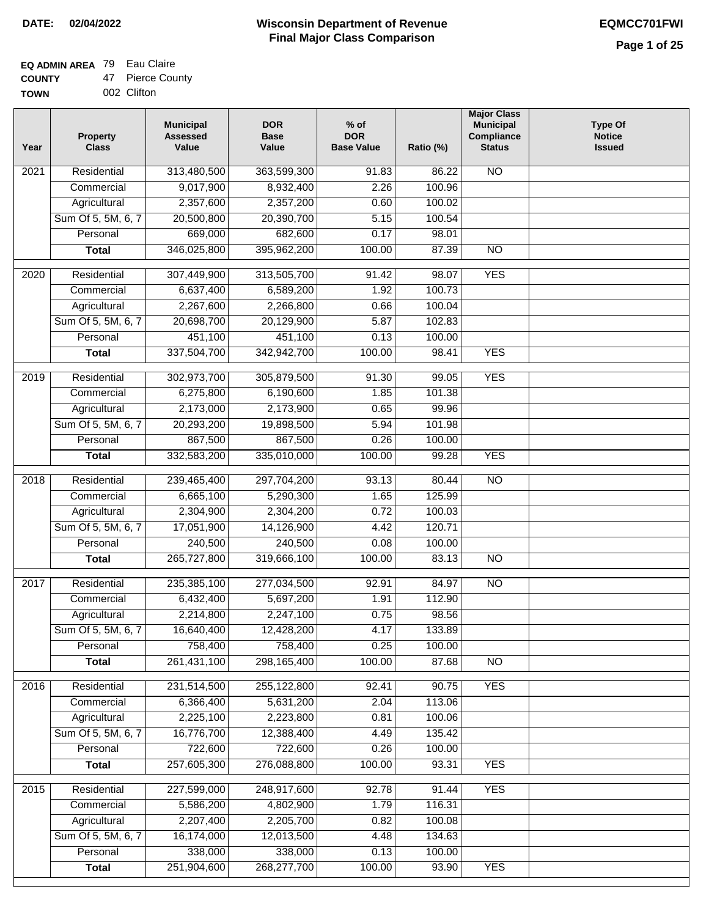**DATE:** 02/04/2022

# Wisconsin Department of Revenue
## Final Major Class Comparison

**EQMCC701FWI**

**EQ ADMIN AREA** 79 Eau Claire
**COUNTY** 47 Pierce County
**TOWN** 002 Clifton

| Year | Property Class | Municipal Assessed Value | DOR Base Value | % of DOR Base Value | Ratio (%) | Major Class Municipal Compliance Status | Type Of Notice Issued |
|---|---|---|---|---|---|---|---|
| 2021 | Residential | 313,480,500 | 363,599,300 | 91.83 | 86.22 | NO | |
| | Commercial | 9,017,900 | 8,932,400 | 2.26 | 100.96 | | |
| | Agricultural | 2,357,600 | 2,357,200 | 0.60 | 100.02 | | |
| | Sum Of 5, 5M, 6, 7 | 20,500,800 | 20,390,700 | 5.15 | 100.54 | | |
| | Personal | 669,000 | 682,600 | 0.17 | 98.01 | | |
| | **Total** | 346,025,800 | 395,962,200 | 100.00 | 87.39 | NO | |
| 2020 | Residential | 307,449,900 | 313,505,700 | 91.42 | 98.07 | YES | |
| | Commercial | 6,637,400 | 6,589,200 | 1.92 | 100.73 | | |
| | Agricultural | 2,267,600 | 2,266,800 | 0.66 | 100.04 | | |
| | Sum Of 5, 5M, 6, 7 | 20,698,700 | 20,129,900 | 5.87 | 102.83 | | |
| | Personal | 451,100 | 451,100 | 0.13 | 100.00 | | |
| | **Total** | 337,504,700 | 342,942,700 | 100.00 | 98.41 | YES | |
| 2019 | Residential | 302,973,700 | 305,879,500 | 91.30 | 99.05 | YES | |
| | Commercial | 6,275,800 | 6,190,600 | 1.85 | 101.38 | | |
| | Agricultural | 2,173,000 | 2,173,900 | 0.65 | 99.96 | | |
| | Sum Of 5, 5M, 6, 7 | 20,293,200 | 19,898,500 | 5.94 | 101.98 | | |
| | Personal | 867,500 | 867,500 | 0.26 | 100.00 | | |
| | **Total** | 332,583,200 | 335,010,000 | 100.00 | 99.28 | YES | |
| 2018 | Residential | 239,465,400 | 297,704,200 | 93.13 | 80.44 | NO | |
| | Commercial | 6,665,100 | 5,290,300 | 1.65 | 125.99 | | |
| | Agricultural | 2,304,900 | 2,304,200 | 0.72 | 100.03 | | |
| | Sum Of 5, 5M, 6, 7 | 17,051,900 | 14,126,900 | 4.42 | 120.71 | | |
| | Personal | 240,500 | 240,500 | 0.08 | 100.00 | | |
| | **Total** | 265,727,800 | 319,666,100 | 100.00 | 83.13 | NO | |
| 2017 | Residential | 235,385,100 | 277,034,500 | 92.91 | 84.97 | NO | |
| | Commercial | 6,432,400 | 5,697,200 | 1.91 | 112.90 | | |
| | Agricultural | 2,214,800 | 2,247,100 | 0.75 | 98.56 | | |
| | Sum Of 5, 5M, 6, 7 | 16,640,400 | 12,428,200 | 4.17 | 133.89 | | |
| | Personal | 758,400 | 758,400 | 0.25 | 100.00 | | |
| | **Total** | 261,431,100 | 298,165,400 | 100.00 | 87.68 | NO | |
| 2016 | Residential | 231,514,500 | 255,122,800 | 92.41 | 90.75 | YES | |
| | Commercial | 6,366,400 | 5,631,200 | 2.04 | 113.06 | | |
| | Agricultural | 2,225,100 | 2,223,800 | 0.81 | 100.06 | | |
| | Sum Of 5, 5M, 6, 7 | 16,776,700 | 12,388,400 | 4.49 | 135.42 | | |
| | Personal | 722,600 | 722,600 | 0.26 | 100.00 | | |
| | **Total** | 257,605,300 | 276,088,800 | 100.00 | 93.31 | YES | |
| 2015 | Residential | 227,599,000 | 248,917,600 | 92.78 | 91.44 | YES | |
| | Commercial | 5,586,200 | 4,802,900 | 1.79 | 116.31 | | |
| | Agricultural | 2,207,400 | 2,205,700 | 0.82 | 100.08 | | |
| | Sum Of 5, 5M, 6, 7 | 16,174,000 | 12,013,500 | 4.48 | 134.63 | | |
| | Personal | 338,000 | 338,000 | 0.13 | 100.00 | | |
| | **Total** | 251,904,600 | 268,277,700 | 100.00 | 93.90 | YES | |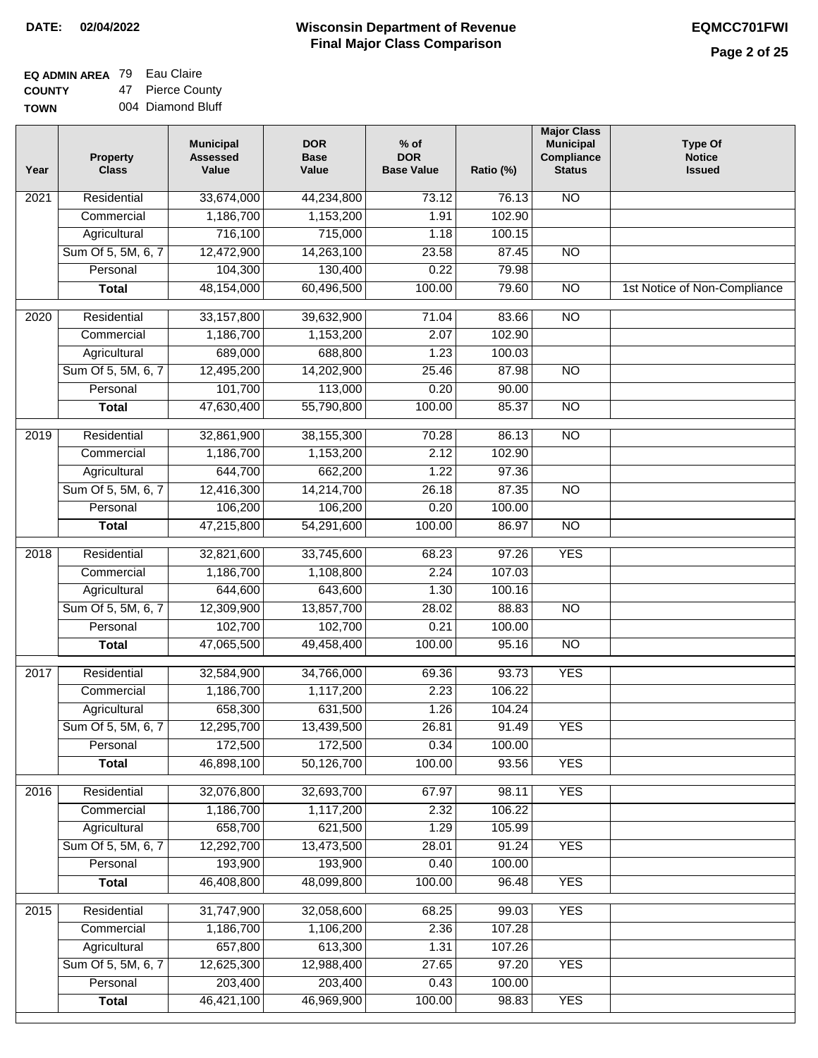**DATE: 02/04/2022**

# Wisconsin Department of Revenue
## Final Major Class Comparison

**EQMCC701FWI**

**EQ ADMIN AREA** 79 Eau Claire
**COUNTY** 47 Pierce County
**TOWN** 004 Diamond Bluff

| Year | Property Class | Municipal Assessed Value | DOR Base Value | % of DOR Base Value | Ratio (%) | Major Class Municipal Compliance Status | Type Of Notice Issued |
|---|---|---|---|---|---|---|---|
| 2021 | Residential | 33,674,000 | 44,234,800 | 73.12 | 76.13 | NO | |
| | Commercial | 1,186,700 | 1,153,200 | 1.91 | 102.90 | | |
| | Agricultural | 716,100 | 715,000 | 1.18 | 100.15 | | |
| | Sum Of 5, 5M, 6, 7 | 12,472,900 | 14,263,100 | 23.58 | 87.45 | NO | |
| | Personal | 104,300 | 130,400 | 0.22 | 79.98 | | |
| | **Total** | 48,154,000 | 60,496,500 | 100.00 | 79.60 | NO | 1st Notice of Non-Compliance |
| 2020 | Residential | 33,157,800 | 39,632,900 | 71.04 | 83.66 | NO | |
| | Commercial | 1,186,700 | 1,153,200 | 2.07 | 102.90 | | |
| | Agricultural | 689,000 | 688,800 | 1.23 | 100.03 | | |
| | Sum Of 5, 5M, 6, 7 | 12,495,200 | 14,202,900 | 25.46 | 87.98 | NO | |
| | Personal | 101,700 | 113,000 | 0.20 | 90.00 | | |
| | **Total** | 47,630,400 | 55,790,800 | 100.00 | 85.37 | NO | |
| 2019 | Residential | 32,861,900 | 38,155,300 | 70.28 | 86.13 | NO | |
| | Commercial | 1,186,700 | 1,153,200 | 2.12 | 102.90 | | |
| | Agricultural | 644,700 | 662,200 | 1.22 | 97.36 | | |
| | Sum Of 5, 5M, 6, 7 | 12,416,300 | 14,214,700 | 26.18 | 87.35 | NO | |
| | Personal | 106,200 | 106,200 | 0.20 | 100.00 | | |
| | **Total** | 47,215,800 | 54,291,600 | 100.00 | 86.97 | NO | |
| 2018 | Residential | 32,821,600 | 33,745,600 | 68.23 | 97.26 | YES | |
| | Commercial | 1,186,700 | 1,108,800 | 2.24 | 107.03 | | |
| | Agricultural | 644,600 | 643,600 | 1.30 | 100.16 | | |
| | Sum Of 5, 5M, 6, 7 | 12,309,900 | 13,857,700 | 28.02 | 88.83 | NO | |
| | Personal | 102,700 | 102,700 | 0.21 | 100.00 | | |
| | **Total** | 47,065,500 | 49,458,400 | 100.00 | 95.16 | NO | |
| 2017 | Residential | 32,584,900 | 34,766,000 | 69.36 | 93.73 | YES | |
| | Commercial | 1,186,700 | 1,117,200 | 2.23 | 106.22 | | |
| | Agricultural | 658,300 | 631,500 | 1.26 | 104.24 | | |
| | Sum Of 5, 5M, 6, 7 | 12,295,700 | 13,439,500 | 26.81 | 91.49 | YES | |
| | Personal | 172,500 | 172,500 | 0.34 | 100.00 | | |
| | **Total** | 46,898,100 | 50,126,700 | 100.00 | 93.56 | YES | |
| 2016 | Residential | 32,076,800 | 32,693,700 | 67.97 | 98.11 | YES | |
| | Commercial | 1,186,700 | 1,117,200 | 2.32 | 106.22 | | |
| | Agricultural | 658,700 | 621,500 | 1.29 | 105.99 | | |
| | Sum Of 5, 5M, 6, 7 | 12,292,700 | 13,473,500 | 28.01 | 91.24 | YES | |
| | Personal | 193,900 | 193,900 | 0.40 | 100.00 | | |
| | **Total** | 46,408,800 | 48,099,800 | 100.00 | 96.48 | YES | |
| 2015 | Residential | 31,747,900 | 32,058,600 | 68.25 | 99.03 | YES | |
| | Commercial | 1,186,700 | 1,106,200 | 2.36 | 107.28 | | |
| | Agricultural | 657,800 | 613,300 | 1.31 | 107.26 | | |
| | Sum Of 5, 5M, 6, 7 | 12,625,300 | 12,988,400 | 27.65 | 97.20 | YES | |
| | Personal | 203,400 | 203,400 | 0.43 | 100.00 | | |
| | **Total** | 46,421,100 | 46,969,900 | 100.00 | 98.83 | YES | |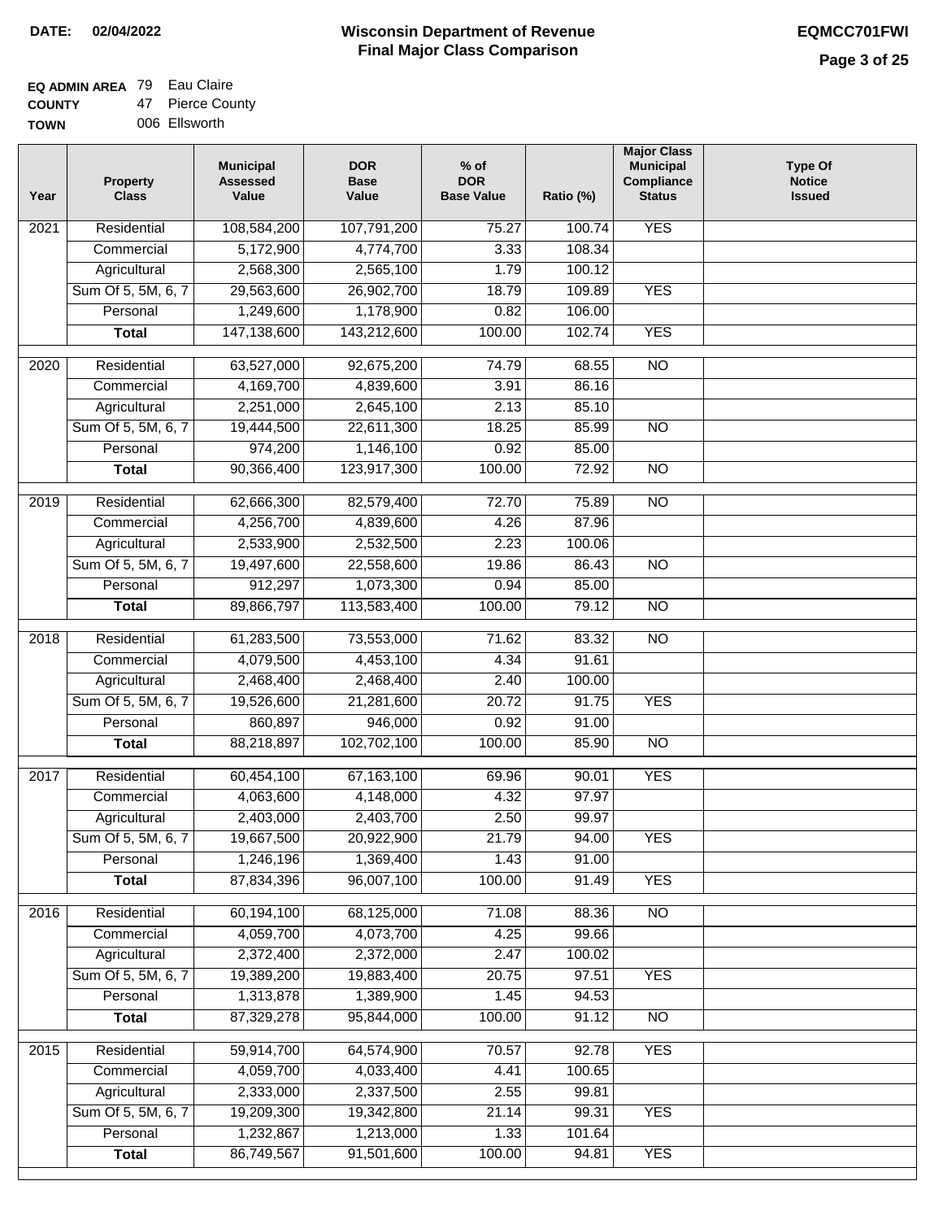**DATE: 02/04/2022**

# Wisconsin Department of Revenue
## Final Major Class Comparison

**EQMCC701FWI**

**EQ ADMIN AREA** 79 Eau Claire
**COUNTY** 47 Pierce County
**TOWN** 006 Ellsworth

| Year | Property Class | Municipal Assessed Value | DOR Base Value | % of DOR Base Value | Ratio (%) | Major Class Municipal Compliance Status | Type Of Notice Issued |
|---|---|---|---|---|---|---|---|
| 2021 | Residential | 108,584,200 | 107,791,200 | 75.27 | 100.74 | YES | |
| | Commercial | 5,172,900 | 4,774,700 | 3.33 | 108.34 | | |
| | Agricultural | 2,568,300 | 2,565,100 | 1.79 | 100.12 | | |
| | Sum Of 5, 5M, 6, 7 | 29,563,600 | 26,902,700 | 18.79 | 109.89 | YES | |
| | Personal | 1,249,600 | 1,178,900 | 0.82 | 106.00 | | |
| | **Total** | 147,138,600 | 143,212,600 | 100.00 | 102.74 | YES | |
| 2020 | Residential | 63,527,000 | 92,675,200 | 74.79 | 68.55 | NO | |
| | Commercial | 4,169,700 | 4,839,600 | 3.91 | 86.16 | | |
| | Agricultural | 2,251,000 | 2,645,100 | 2.13 | 85.10 | | |
| | Sum Of 5, 5M, 6, 7 | 19,444,500 | 22,611,300 | 18.25 | 85.99 | NO | |
| | Personal | 974,200 | 1,146,100 | 0.92 | 85.00 | | |
| | **Total** | 90,366,400 | 123,917,300 | 100.00 | 72.92 | NO | |
| 2019 | Residential | 62,666,300 | 82,579,400 | 72.70 | 75.89 | NO | |
| | Commercial | 4,256,700 | 4,839,600 | 4.26 | 87.96 | | |
| | Agricultural | 2,533,900 | 2,532,500 | 2.23 | 100.06 | | |
| | Sum Of 5, 5M, 6, 7 | 19,497,600 | 22,558,600 | 19.86 | 86.43 | NO | |
| | Personal | 912,297 | 1,073,300 | 0.94 | 85.00 | | |
| | **Total** | 89,866,797 | 113,583,400 | 100.00 | 79.12 | NO | |
| 2018 | Residential | 61,283,500 | 73,553,000 | 71.62 | 83.32 | NO | |
| | Commercial | 4,079,500 | 4,453,100 | 4.34 | 91.61 | | |
| | Agricultural | 2,468,400 | 2,468,400 | 2.40 | 100.00 | | |
| | Sum Of 5, 5M, 6, 7 | 19,526,600 | 21,281,600 | 20.72 | 91.75 | YES | |
| | Personal | 860,897 | 946,000 | 0.92 | 91.00 | | |
| | **Total** | 88,218,897 | 102,702,100 | 100.00 | 85.90 | NO | |
| 2017 | Residential | 60,454,100 | 67,163,100 | 69.96 | 90.01 | YES | |
| | Commercial | 4,063,600 | 4,148,000 | 4.32 | 97.97 | | |
| | Agricultural | 2,403,000 | 2,403,700 | 2.50 | 99.97 | | |
| | Sum Of 5, 5M, 6, 7 | 19,667,500 | 20,922,900 | 21.79 | 94.00 | YES | |
| | Personal | 1,246,196 | 1,369,400 | 1.43 | 91.00 | | |
| | **Total** | 87,834,396 | 96,007,100 | 100.00 | 91.49 | YES | |
| 2016 | Residential | 60,194,100 | 68,125,000 | 71.08 | 88.36 | NO | |
| | Commercial | 4,059,700 | 4,073,700 | 4.25 | 99.66 | | |
| | Agricultural | 2,372,400 | 2,372,000 | 2.47 | 100.02 | | |
| | Sum Of 5, 5M, 6, 7 | 19,389,200 | 19,883,400 | 20.75 | 97.51 | YES | |
| | Personal | 1,313,878 | 1,389,900 | 1.45 | 94.53 | | |
| | **Total** | 87,329,278 | 95,844,000 | 100.00 | 91.12 | NO | |
| 2015 | Residential | 59,914,700 | 64,574,900 | 70.57 | 92.78 | YES | |
| | Commercial | 4,059,700 | 4,033,400 | 4.41 | 100.65 | | |
| | Agricultural | 2,333,000 | 2,337,500 | 2.55 | 99.81 | | |
| | Sum Of 5, 5M, 6, 7 | 19,209,300 | 19,342,800 | 21.14 | 99.31 | YES | |
| | Personal | 1,232,867 | 1,213,000 | 1.33 | 101.64 | | |
| | **Total** | 86,749,567 | 91,501,600 | 100.00 | 94.81 | YES | |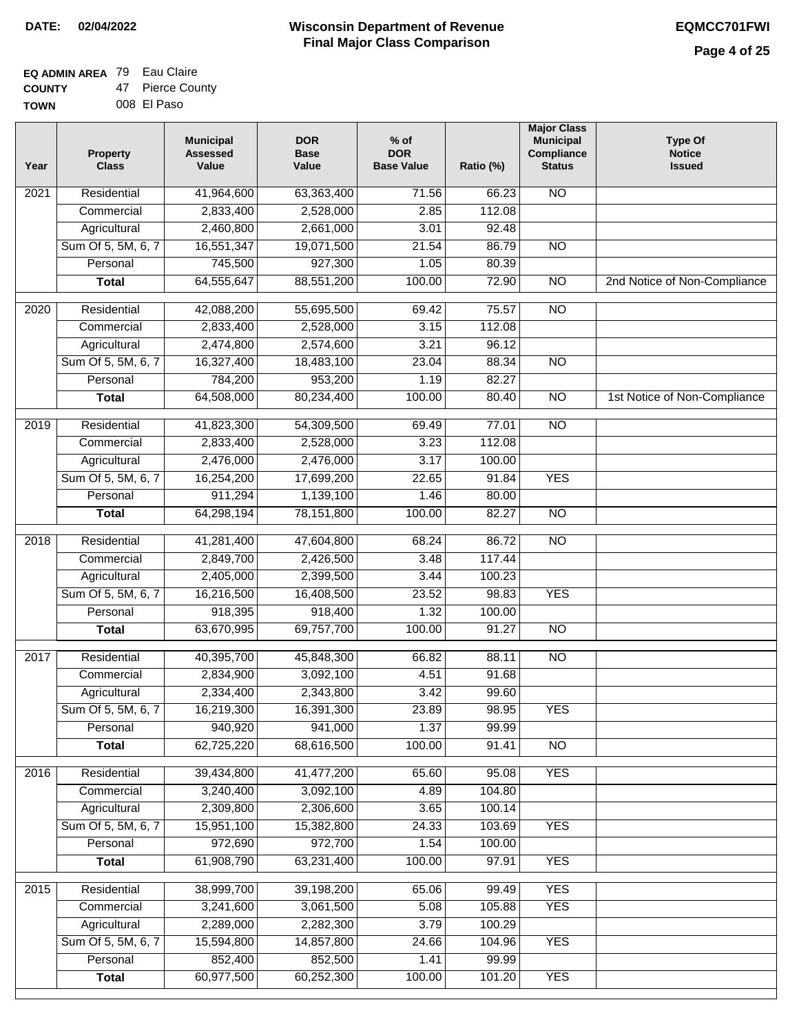**DATE: 02/04/2022**

# Wisconsin Department of Revenue
## Final Major Class Comparison

**EQMCC701FWI**

**EQ ADMIN AREA** 79 Eau Claire
**COUNTY** 47 Pierce County
**TOWN** 008 El Paso

| Year | Property Class | Municipal Assessed Value | DOR Base Value | % of DOR Base Value | Ratio (%) | Major Class Municipal Compliance Status | Type Of Notice Issued |
|---|---|---|---|---|---|---|---|
| 2021 | Residential | 41,964,600 | 63,363,400 | 71.56 | 66.23 | NO | |
| | Commercial | 2,833,400 | 2,528,000 | 2.85 | 112.08 | | |
| | Agricultural | 2,460,800 | 2,661,000 | 3.01 | 92.48 | | |
| | Sum Of 5, 5M, 6, 7 | 16,551,347 | 19,071,500 | 21.54 | 86.79 | NO | |
| | Personal | 745,500 | 927,300 | 1.05 | 80.39 | | |
| | **Total** | 64,555,647 | 88,551,200 | 100.00 | 72.90 | NO | 2nd Notice of Non-Compliance |
| 2020 | Residential | 42,088,200 | 55,695,500 | 69.42 | 75.57 | NO | |
| | Commercial | 2,833,400 | 2,528,000 | 3.15 | 112.08 | | |
| | Agricultural | 2,474,800 | 2,574,600 | 3.21 | 96.12 | | |
| | Sum Of 5, 5M, 6, 7 | 16,327,400 | 18,483,100 | 23.04 | 88.34 | NO | |
| | Personal | 784,200 | 953,200 | 1.19 | 82.27 | | |
| | **Total** | 64,508,000 | 80,234,400 | 100.00 | 80.40 | NO | 1st Notice of Non-Compliance |
| 2019 | Residential | 41,823,300 | 54,309,500 | 69.49 | 77.01 | NO | |
| | Commercial | 2,833,400 | 2,528,000 | 3.23 | 112.08 | | |
| | Agricultural | 2,476,000 | 2,476,000 | 3.17 | 100.00 | | |
| | Sum Of 5, 5M, 6, 7 | 16,254,200 | 17,699,200 | 22.65 | 91.84 | YES | |
| | Personal | 911,294 | 1,139,100 | 1.46 | 80.00 | | |
| | **Total** | 64,298,194 | 78,151,800 | 100.00 | 82.27 | NO | |
| 2018 | Residential | 41,281,400 | 47,604,800 | 68.24 | 86.72 | NO | |
| | Commercial | 2,849,700 | 2,426,500 | 3.48 | 117.44 | | |
| | Agricultural | 2,405,000 | 2,399,500 | 3.44 | 100.23 | | |
| | Sum Of 5, 5M, 6, 7 | 16,216,500 | 16,408,500 | 23.52 | 98.83 | YES | |
| | Personal | 918,395 | 918,400 | 1.32 | 100.00 | | |
| | **Total** | 63,670,995 | 69,757,700 | 100.00 | 91.27 | NO | |
| 2017 | Residential | 40,395,700 | 45,848,300 | 66.82 | 88.11 | NO | |
| | Commercial | 2,834,900 | 3,092,100 | 4.51 | 91.68 | | |
| | Agricultural | 2,334,400 | 2,343,800 | 3.42 | 99.60 | | |
| | Sum Of 5, 5M, 6, 7 | 16,219,300 | 16,391,300 | 23.89 | 98.95 | YES | |
| | Personal | 940,920 | 941,000 | 1.37 | 99.99 | | |
| | **Total** | 62,725,220 | 68,616,500 | 100.00 | 91.41 | NO | |
| 2016 | Residential | 39,434,800 | 41,477,200 | 65.60 | 95.08 | YES | |
| | Commercial | 3,240,400 | 3,092,100 | 4.89 | 104.80 | | |
| | Agricultural | 2,309,800 | 2,306,600 | 3.65 | 100.14 | | |
| | Sum Of 5, 5M, 6, 7 | 15,951,100 | 15,382,800 | 24.33 | 103.69 | YES | |
| | Personal | 972,690 | 972,700 | 1.54 | 100.00 | | |
| | **Total** | 61,908,790 | 63,231,400 | 100.00 | 97.91 | YES | |
| 2015 | Residential | 38,999,700 | 39,198,200 | 65.06 | 99.49 | YES | |
| | Commercial | 3,241,600 | 3,061,500 | 5.08 | 105.88 | YES | |
| | Agricultural | 2,289,000 | 2,282,300 | 3.79 | 100.29 | | |
| | Sum Of 5, 5M, 6, 7 | 15,594,800 | 14,857,800 | 24.66 | 104.96 | YES | |
| | Personal | 852,400 | 852,500 | 1.41 | 99.99 | | |
| | **Total** | 60,977,500 | 60,252,300 | 100.00 | 101.20 | YES | |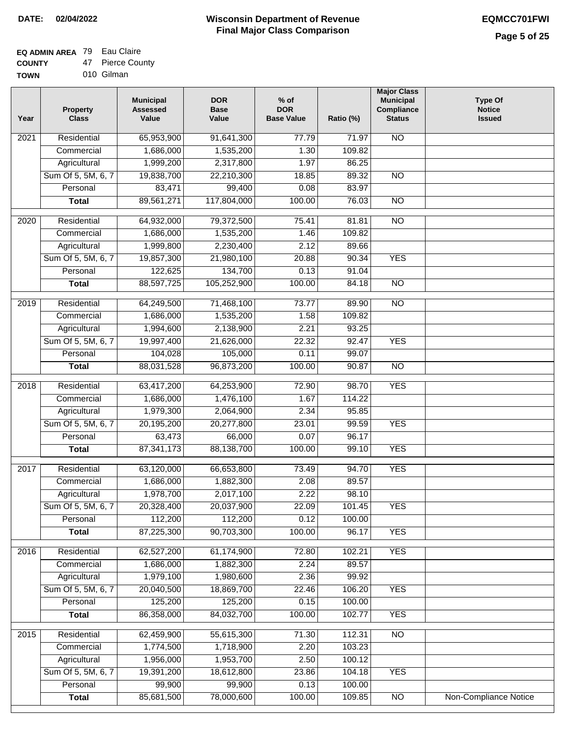**DATE: 02/04/2022**

# Wisconsin Department of Revenue
## Final Major Class Comparison

**EQMCC701FWI**

**EQ ADMIN AREA** 79 Eau Claire
**COUNTY** 47 Pierce County
**TOWN** 010 Gilman

| Year | Property Class | Municipal Assessed Value | DOR Base Value | % of DOR Base Value | Ratio (%) | Major Class Municipal Compliance Status | Type Of Notice Issued |
|---|---|---|---|---|---|---|---|
| 2021 | Residential | 65,953,900 | 91,641,300 | 77.79 | 71.97 | NO | |
| | Commercial | 1,686,000 | 1,535,200 | 1.30 | 109.82 | | |
| | Agricultural | 1,999,200 | 2,317,800 | 1.97 | 86.25 | | |
| | Sum Of 5, 5M, 6, 7 | 19,838,700 | 22,210,300 | 18.85 | 89.32 | NO | |
| | Personal | 83,471 | 99,400 | 0.08 | 83.97 | | |
| | **Total** | 89,561,271 | 117,804,000 | 100.00 | 76.03 | NO | |
| 2020 | Residential | 64,932,000 | 79,372,500 | 75.41 | 81.81 | NO | |
| | Commercial | 1,686,000 | 1,535,200 | 1.46 | 109.82 | | |
| | Agricultural | 1,999,800 | 2,230,400 | 2.12 | 89.66 | | |
| | Sum Of 5, 5M, 6, 7 | 19,857,300 | 21,980,100 | 20.88 | 90.34 | YES | |
| | Personal | 122,625 | 134,700 | 0.13 | 91.04 | | |
| | **Total** | 88,597,725 | 105,252,900 | 100.00 | 84.18 | NO | |
| 2019 | Residential | 64,249,500 | 71,468,100 | 73.77 | 89.90 | NO | |
| | Commercial | 1,686,000 | 1,535,200 | 1.58 | 109.82 | | |
| | Agricultural | 1,994,600 | 2,138,900 | 2.21 | 93.25 | | |
| | Sum Of 5, 5M, 6, 7 | 19,997,400 | 21,626,000 | 22.32 | 92.47 | YES | |
| | Personal | 104,028 | 105,000 | 0.11 | 99.07 | | |
| | **Total** | 88,031,528 | 96,873,200 | 100.00 | 90.87 | NO | |
| 2018 | Residential | 63,417,200 | 64,253,900 | 72.90 | 98.70 | YES | |
| | Commercial | 1,686,000 | 1,476,100 | 1.67 | 114.22 | | |
| | Agricultural | 1,979,300 | 2,064,900 | 2.34 | 95.85 | | |
| | Sum Of 5, 5M, 6, 7 | 20,195,200 | 20,277,800 | 23.01 | 99.59 | YES | |
| | Personal | 63,473 | 66,000 | 0.07 | 96.17 | | |
| | **Total** | 87,341,173 | 88,138,700 | 100.00 | 99.10 | YES | |
| 2017 | Residential | 63,120,000 | 66,653,800 | 73.49 | 94.70 | YES | |
| | Commercial | 1,686,000 | 1,882,300 | 2.08 | 89.57 | | |
| | Agricultural | 1,978,700 | 2,017,100 | 2.22 | 98.10 | | |
| | Sum Of 5, 5M, 6, 7 | 20,328,400 | 20,037,900 | 22.09 | 101.45 | YES | |
| | Personal | 112,200 | 112,200 | 0.12 | 100.00 | | |
| | **Total** | 87,225,300 | 90,703,300 | 100.00 | 96.17 | YES | |
| 2016 | Residential | 62,527,200 | 61,174,900 | 72.80 | 102.21 | YES | |
| | Commercial | 1,686,000 | 1,882,300 | 2.24 | 89.57 | | |
| | Agricultural | 1,979,100 | 1,980,600 | 2.36 | 99.92 | | |
| | Sum Of 5, 5M, 6, 7 | 20,040,500 | 18,869,700 | 22.46 | 106.20 | YES | |
| | Personal | 125,200 | 125,200 | 0.15 | 100.00 | | |
| | **Total** | 86,358,000 | 84,032,700 | 100.00 | 102.77 | YES | |
| 2015 | Residential | 62,459,900 | 55,615,300 | 71.30 | 112.31 | NO | |
| | Commercial | 1,774,500 | 1,718,900 | 2.20 | 103.23 | | |
| | Agricultural | 1,956,000 | 1,953,700 | 2.50 | 100.12 | | |
| | Sum Of 5, 5M, 6, 7 | 19,391,200 | 18,612,800 | 23.86 | 104.18 | YES | |
| | Personal | 99,900 | 99,900 | 0.13 | 100.00 | | |
| | **Total** | 85,681,500 | 78,000,600 | 100.00 | 109.85 | NO | Non-Compliance Notice |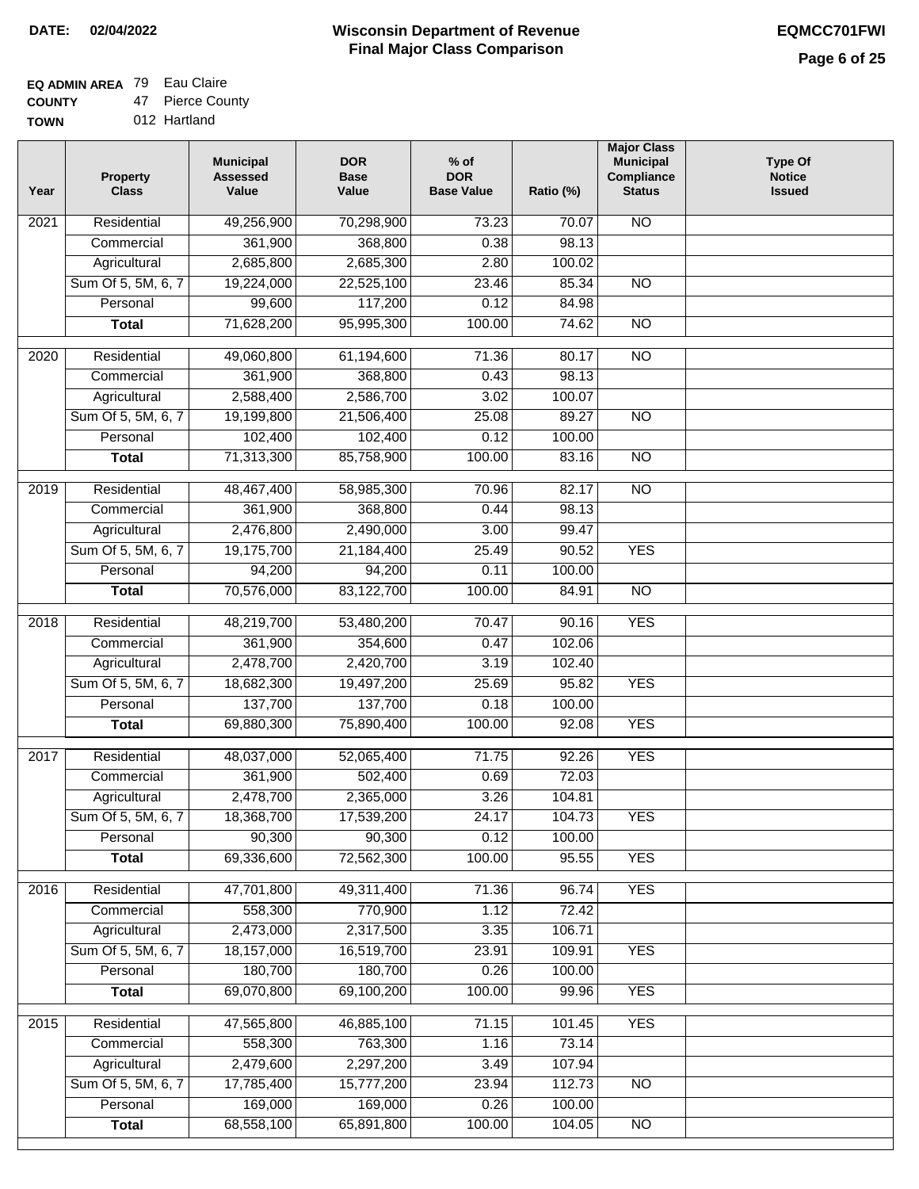**DATE: 02/04/2022**

# Wisconsin Department of Revenue
## Final Major Class Comparison

**EQMCC701FWI**

**EQ ADMIN AREA** 79 Eau Claire
**COUNTY** 47 Pierce County
**TOWN** 012 Hartland

| Year | Property Class | Municipal Assessed Value | DOR Base Value | % of DOR Base Value | Ratio (%) | Major Class Municipal Compliance Status | Type Of Notice Issued |
|---|---|---|---|---|---|---|---|
| 2021 | Residential | 49,256,900 | 70,298,900 | 73.23 | 70.07 | NO | |
| | Commercial | 361,900 | 368,800 | 0.38 | 98.13 | | |
| | Agricultural | 2,685,800 | 2,685,300 | 2.80 | 100.02 | | |
| | Sum Of 5, 5M, 6, 7 | 19,224,000 | 22,525,100 | 23.46 | 85.34 | NO | |
| | Personal | 99,600 | 117,200 | 0.12 | 84.98 | | |
| | **Total** | 71,628,200 | 95,995,300 | 100.00 | 74.62 | NO | |
| 2020 | Residential | 49,060,800 | 61,194,600 | 71.36 | 80.17 | NO | |
| | Commercial | 361,900 | 368,800 | 0.43 | 98.13 | | |
| | Agricultural | 2,588,400 | 2,586,700 | 3.02 | 100.07 | | |
| | Sum Of 5, 5M, 6, 7 | 19,199,800 | 21,506,400 | 25.08 | 89.27 | NO | |
| | Personal | 102,400 | 102,400 | 0.12 | 100.00 | | |
| | **Total** | 71,313,300 | 85,758,900 | 100.00 | 83.16 | NO | |
| 2019 | Residential | 48,467,400 | 58,985,300 | 70.96 | 82.17 | NO | |
| | Commercial | 361,900 | 368,800 | 0.44 | 98.13 | | |
| | Agricultural | 2,476,800 | 2,490,000 | 3.00 | 99.47 | | |
| | Sum Of 5, 5M, 6, 7 | 19,175,700 | 21,184,400 | 25.49 | 90.52 | YES | |
| | Personal | 94,200 | 94,200 | 0.11 | 100.00 | | |
| | **Total** | 70,576,000 | 83,122,700 | 100.00 | 84.91 | NO | |
| 2018 | Residential | 48,219,700 | 53,480,200 | 70.47 | 90.16 | YES | |
| | Commercial | 361,900 | 354,600 | 0.47 | 102.06 | | |
| | Agricultural | 2,478,700 | 2,420,700 | 3.19 | 102.40 | | |
| | Sum Of 5, 5M, 6, 7 | 18,682,300 | 19,497,200 | 25.69 | 95.82 | YES | |
| | Personal | 137,700 | 137,700 | 0.18 | 100.00 | | |
| | **Total** | 69,880,300 | 75,890,400 | 100.00 | 92.08 | YES | |
| 2017 | Residential | 48,037,000 | 52,065,400 | 71.75 | 92.26 | YES | |
| | Commercial | 361,900 | 502,400 | 0.69 | 72.03 | | |
| | Agricultural | 2,478,700 | 2,365,000 | 3.26 | 104.81 | | |
| | Sum Of 5, 5M, 6, 7 | 18,368,700 | 17,539,200 | 24.17 | 104.73 | YES | |
| | Personal | 90,300 | 90,300 | 0.12 | 100.00 | | |
| | **Total** | 69,336,600 | 72,562,300 | 100.00 | 95.55 | YES | |
| 2016 | Residential | 47,701,800 | 49,311,400 | 71.36 | 96.74 | YES | |
| | Commercial | 558,300 | 770,900 | 1.12 | 72.42 | | |
| | Agricultural | 2,473,000 | 2,317,500 | 3.35 | 106.71 | | |
| | Sum Of 5, 5M, 6, 7 | 18,157,000 | 16,519,700 | 23.91 | 109.91 | YES | |
| | Personal | 180,700 | 180,700 | 0.26 | 100.00 | | |
| | **Total** | 69,070,800 | 69,100,200 | 100.00 | 99.96 | YES | |
| 2015 | Residential | 47,565,800 | 46,885,100 | 71.15 | 101.45 | YES | |
| | Commercial | 558,300 | 763,300 | 1.16 | 73.14 | | |
| | Agricultural | 2,479,600 | 2,297,200 | 3.49 | 107.94 | | |
| | Sum Of 5, 5M, 6, 7 | 17,785,400 | 15,777,200 | 23.94 | 112.73 | NO | |
| | Personal | 169,000 | 169,000 | 0.26 | 100.00 | | |
| | **Total** | 68,558,100 | 65,891,800 | 100.00 | 104.05 | NO | |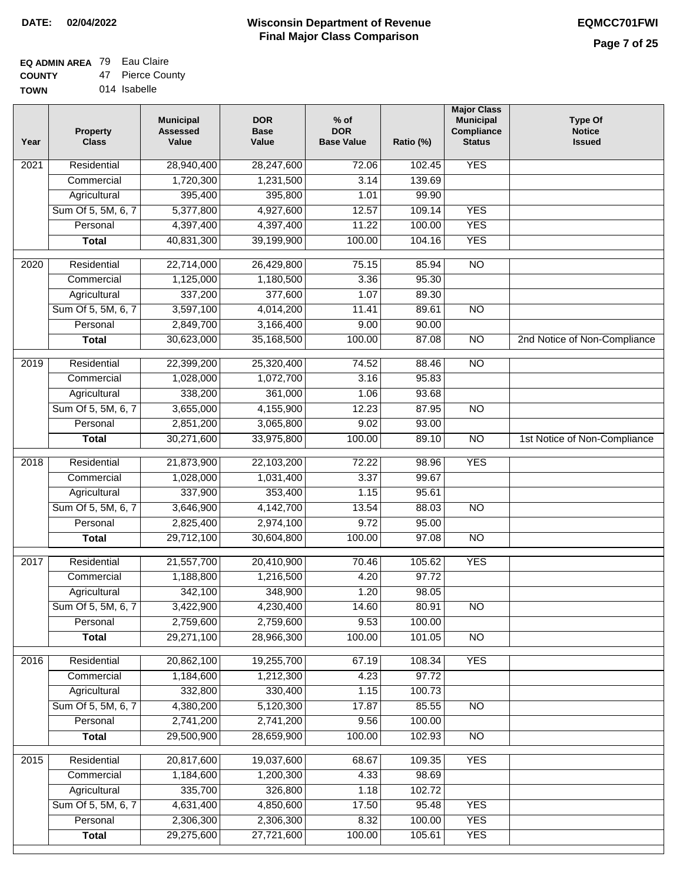**DATE:** 02/04/2022

# Wisconsin Department of Revenue
## Final Major Class Comparison

**EQMCC701FWI**

**EQ ADMIN AREA** 79 Eau Claire
**COUNTY** 47 Pierce County
**TOWN** 014 Isabelle

| Year | Property Class | Municipal Assessed Value | DOR Base Value | % of DOR Base Value | Ratio (%) | Major Class Municipal Compliance Status | Type Of Notice Issued |
|---|---|---|---|---|---|---|---|
| 2021 | Residential | 28,940,400 | 28,247,600 | 72.06 | 102.45 | YES | |
| | Commercial | 1,720,300 | 1,231,500 | 3.14 | 139.69 | | |
| | Agricultural | 395,400 | 395,800 | 1.01 | 99.90 | | |
| | Sum Of 5, 5M, 6, 7 | 5,377,800 | 4,927,600 | 12.57 | 109.14 | YES | |
| | Personal | 4,397,400 | 4,397,400 | 11.22 | 100.00 | YES | |
| | **Total** | 40,831,300 | 39,199,900 | 100.00 | 104.16 | YES | |
| 2020 | Residential | 22,714,000 | 26,429,800 | 75.15 | 85.94 | NO | |
| | Commercial | 1,125,000 | 1,180,500 | 3.36 | 95.30 | | |
| | Agricultural | 337,200 | 377,600 | 1.07 | 89.30 | | |
| | Sum Of 5, 5M, 6, 7 | 3,597,100 | 4,014,200 | 11.41 | 89.61 | NO | |
| | Personal | 2,849,700 | 3,166,400 | 9.00 | 90.00 | | |
| | **Total** | 30,623,000 | 35,168,500 | 100.00 | 87.08 | NO | 2nd Notice of Non-Compliance |
| 2019 | Residential | 22,399,200 | 25,320,400 | 74.52 | 88.46 | NO | |
| | Commercial | 1,028,000 | 1,072,700 | 3.16 | 95.83 | | |
| | Agricultural | 338,200 | 361,000 | 1.06 | 93.68 | | |
| | Sum Of 5, 5M, 6, 7 | 3,655,000 | 4,155,900 | 12.23 | 87.95 | NO | |
| | Personal | 2,851,200 | 3,065,800 | 9.02 | 93.00 | | |
| | **Total** | 30,271,600 | 33,975,800 | 100.00 | 89.10 | NO | 1st Notice of Non-Compliance |
| 2018 | Residential | 21,873,900 | 22,103,200 | 72.22 | 98.96 | YES | |
| | Commercial | 1,028,000 | 1,031,400 | 3.37 | 99.67 | | |
| | Agricultural | 337,900 | 353,400 | 1.15 | 95.61 | | |
| | Sum Of 5, 5M, 6, 7 | 3,646,900 | 4,142,700 | 13.54 | 88.03 | NO | |
| | Personal | 2,825,400 | 2,974,100 | 9.72 | 95.00 | | |
| | **Total** | 29,712,100 | 30,604,800 | 100.00 | 97.08 | NO | |
| 2017 | Residential | 21,557,700 | 20,410,900 | 70.46 | 105.62 | YES | |
| | Commercial | 1,188,800 | 1,216,500 | 4.20 | 97.72 | | |
| | Agricultural | 342,100 | 348,900 | 1.20 | 98.05 | | |
| | Sum Of 5, 5M, 6, 7 | 3,422,900 | 4,230,400 | 14.60 | 80.91 | NO | |
| | Personal | 2,759,600 | 2,759,600 | 9.53 | 100.00 | | |
| | **Total** | 29,271,100 | 28,966,300 | 100.00 | 101.05 | NO | |
| 2016 | Residential | 20,862,100 | 19,255,700 | 67.19 | 108.34 | YES | |
| | Commercial | 1,184,600 | 1,212,300 | 4.23 | 97.72 | | |
| | Agricultural | 332,800 | 330,400 | 1.15 | 100.73 | | |
| | Sum Of 5, 5M, 6, 7 | 4,380,200 | 5,120,300 | 17.87 | 85.55 | NO | |
| | Personal | 2,741,200 | 2,741,200 | 9.56 | 100.00 | | |
| | **Total** | 29,500,900 | 28,659,900 | 100.00 | 102.93 | NO | |
| 2015 | Residential | 20,817,600 | 19,037,600 | 68.67 | 109.35 | YES | |
| | Commercial | 1,184,600 | 1,200,300 | 4.33 | 98.69 | | |
| | Agricultural | 335,700 | 326,800 | 1.18 | 102.72 | | |
| | Sum Of 5, 5M, 6, 7 | 4,631,400 | 4,850,600 | 17.50 | 95.48 | YES | |
| | Personal | 2,306,300 | 2,306,300 | 8.32 | 100.00 | YES | |
| | **Total** | 29,275,600 | 27,721,600 | 100.00 | 105.61 | YES | |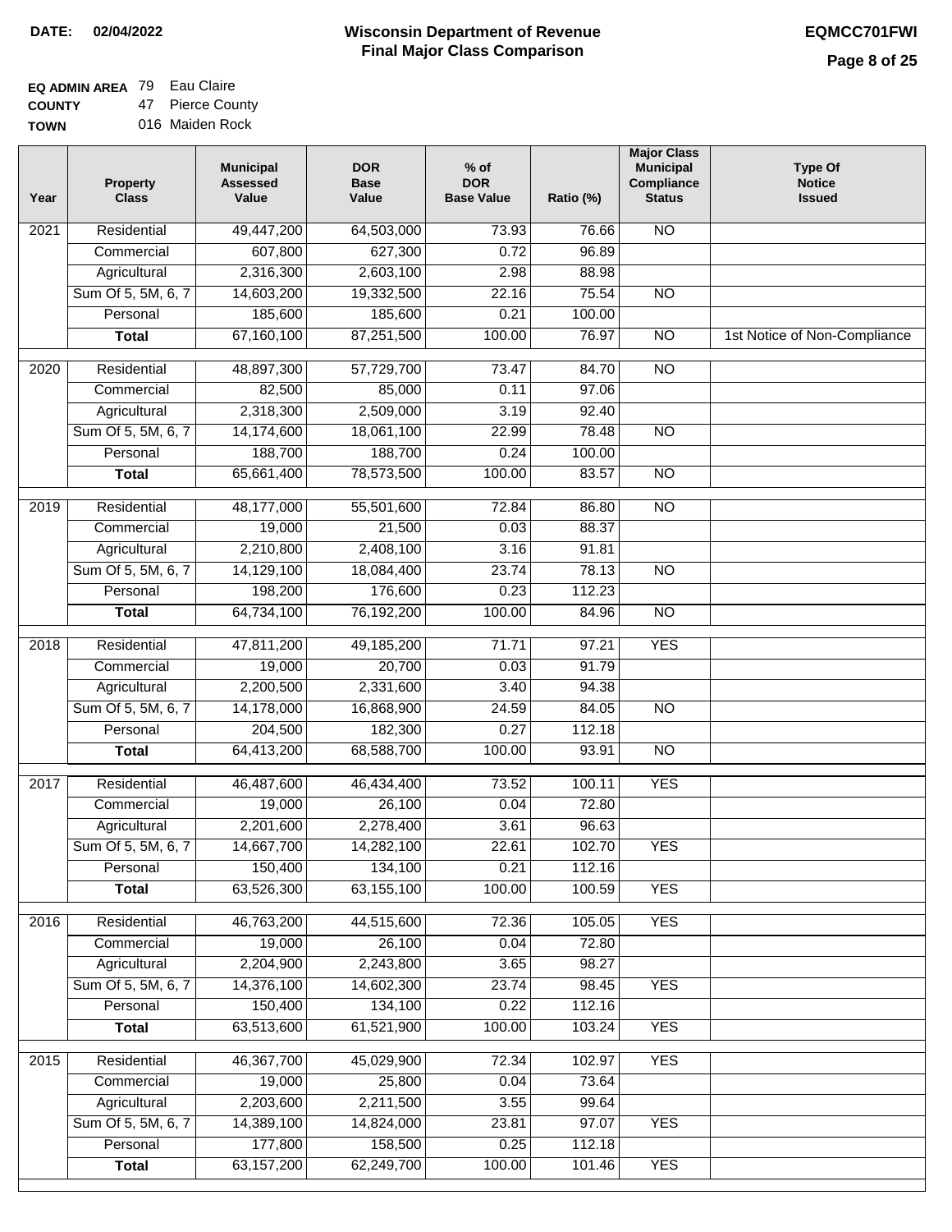**DATE: 02/04/2022**

# Wisconsin Department of Revenue
## Final Major Class Comparison

**EQMCC701FWI**

**EQ ADMIN AREA** 79 Eau Claire
**COUNTY** 47 Pierce County
**TOWN** 016 Maiden Rock

| Year | Property Class | Municipal Assessed Value | DOR Base Value | % of DOR Base Value | Ratio (%) | Major Class Municipal Compliance Status | Type Of Notice Issued |
|---|---|---|---|---|---|---|---|
| 2021 | Residential | 49,447,200 | 64,503,000 | 73.93 | 76.66 | NO | |
| | Commercial | 607,800 | 627,300 | 0.72 | 96.89 | | |
| | Agricultural | 2,316,300 | 2,603,100 | 2.98 | 88.98 | | |
| | Sum Of 5, 5M, 6, 7 | 14,603,200 | 19,332,500 | 22.16 | 75.54 | NO | |
| | Personal | 185,600 | 185,600 | 0.21 | 100.00 | | |
| | **Total** | 67,160,100 | 87,251,500 | 100.00 | 76.97 | NO | 1st Notice of Non-Compliance |
| 2020 | Residential | 48,897,300 | 57,729,700 | 73.47 | 84.70 | NO | |
| | Commercial | 82,500 | 85,000 | 0.11 | 97.06 | | |
| | Agricultural | 2,318,300 | 2,509,000 | 3.19 | 92.40 | | |
| | Sum Of 5, 5M, 6, 7 | 14,174,600 | 18,061,100 | 22.99 | 78.48 | NO | |
| | Personal | 188,700 | 188,700 | 0.24 | 100.00 | | |
| | **Total** | 65,661,400 | 78,573,500 | 100.00 | 83.57 | NO | |
| 2019 | Residential | 48,177,000 | 55,501,600 | 72.84 | 86.80 | NO | |
| | Commercial | 19,000 | 21,500 | 0.03 | 88.37 | | |
| | Agricultural | 2,210,800 | 2,408,100 | 3.16 | 91.81 | | |
| | Sum Of 5, 5M, 6, 7 | 14,129,100 | 18,084,400 | 23.74 | 78.13 | NO | |
| | Personal | 198,200 | 176,600 | 0.23 | 112.23 | | |
| | **Total** | 64,734,100 | 76,192,200 | 100.00 | 84.96 | NO | |
| 2018 | Residential | 47,811,200 | 49,185,200 | 71.71 | 97.21 | YES | |
| | Commercial | 19,000 | 20,700 | 0.03 | 91.79 | | |
| | Agricultural | 2,200,500 | 2,331,600 | 3.40 | 94.38 | | |
| | Sum Of 5, 5M, 6, 7 | 14,178,000 | 16,868,900 | 24.59 | 84.05 | NO | |
| | Personal | 204,500 | 182,300 | 0.27 | 112.18 | | |
| | **Total** | 64,413,200 | 68,588,700 | 100.00 | 93.91 | NO | |
| 2017 | Residential | 46,487,600 | 46,434,400 | 73.52 | 100.11 | YES | |
| | Commercial | 19,000 | 26,100 | 0.04 | 72.80 | | |
| | Agricultural | 2,201,600 | 2,278,400 | 3.61 | 96.63 | | |
| | Sum Of 5, 5M, 6, 7 | 14,667,700 | 14,282,100 | 22.61 | 102.70 | YES | |
| | Personal | 150,400 | 134,100 | 0.21 | 112.16 | | |
| | **Total** | 63,526,300 | 63,155,100 | 100.00 | 100.59 | YES | |
| 2016 | Residential | 46,763,200 | 44,515,600 | 72.36 | 105.05 | YES | |
| | Commercial | 19,000 | 26,100 | 0.04 | 72.80 | | |
| | Agricultural | 2,204,900 | 2,243,800 | 3.65 | 98.27 | | |
| | Sum Of 5, 5M, 6, 7 | 14,376,100 | 14,602,300 | 23.74 | 98.45 | YES | |
| | Personal | 150,400 | 134,100 | 0.22 | 112.16 | | |
| | **Total** | 63,513,600 | 61,521,900 | 100.00 | 103.24 | YES | |
| 2015 | Residential | 46,367,700 | 45,029,900 | 72.34 | 102.97 | YES | |
| | Commercial | 19,000 | 25,800 | 0.04 | 73.64 | | |
| | Agricultural | 2,203,600 | 2,211,500 | 3.55 | 99.64 | | |
| | Sum Of 5, 5M, 6, 7 | 14,389,100 | 14,824,000 | 23.81 | 97.07 | YES | |
| | Personal | 177,800 | 158,500 | 0.25 | 112.18 | | |
| | **Total** | 63,157,200 | 62,249,700 | 100.00 | 101.46 | YES | |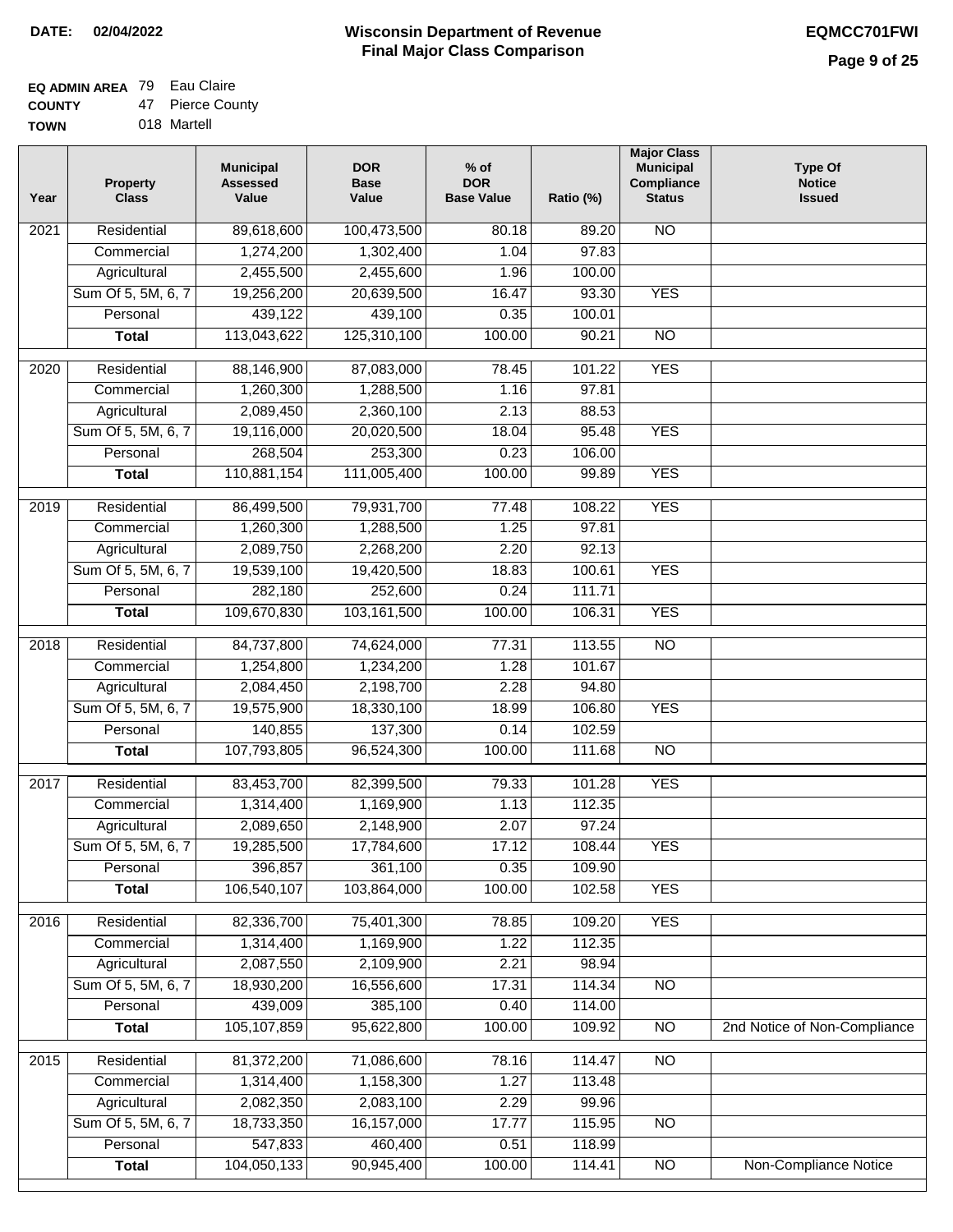**DATE: 02/04/2022**

# Wisconsin Department of Revenue
## Final Major Class Comparison

**EQMCC701FWI**

**EQ ADMIN AREA** 79 Eau Claire
**COUNTY** 47 Pierce County
**TOWN** 018 Martell

| Year | Property Class | Municipal Assessed Value | DOR Base Value | % of DOR Base Value | Ratio (%) | Major Class Municipal Compliance Status | Type Of Notice Issued |
|---|---|---|---|---|---|---|---|
| 2021 | Residential | 89,618,600 | 100,473,500 | 80.18 | 89.20 | NO | |
| | Commercial | 1,274,200 | 1,302,400 | 1.04 | 97.83 | | |
| | Agricultural | 2,455,500 | 2,455,600 | 1.96 | 100.00 | | |
| | Sum Of 5, 5M, 6, 7 | 19,256,200 | 20,639,500 | 16.47 | 93.30 | YES | |
| | Personal | 439,122 | 439,100 | 0.35 | 100.01 | | |
| | **Total** | 113,043,622 | 125,310,100 | 100.00 | 90.21 | NO | |
| 2020 | Residential | 88,146,900 | 87,083,000 | 78.45 | 101.22 | YES | |
| | Commercial | 1,260,300 | 1,288,500 | 1.16 | 97.81 | | |
| | Agricultural | 2,089,450 | 2,360,100 | 2.13 | 88.53 | | |
| | Sum Of 5, 5M, 6, 7 | 19,116,000 | 20,020,500 | 18.04 | 95.48 | YES | |
| | Personal | 268,504 | 253,300 | 0.23 | 106.00 | | |
| | **Total** | 110,881,154 | 111,005,400 | 100.00 | 99.89 | YES | |
| 2019 | Residential | 86,499,500 | 79,931,700 | 77.48 | 108.22 | YES | |
| | Commercial | 1,260,300 | 1,288,500 | 1.25 | 97.81 | | |
| | Agricultural | 2,089,750 | 2,268,200 | 2.20 | 92.13 | | |
| | Sum Of 5, 5M, 6, 7 | 19,539,100 | 19,420,500 | 18.83 | 100.61 | YES | |
| | Personal | 282,180 | 252,600 | 0.24 | 111.71 | | |
| | **Total** | 109,670,830 | 103,161,500 | 100.00 | 106.31 | YES | |
| 2018 | Residential | 84,737,800 | 74,624,000 | 77.31 | 113.55 | NO | |
| | Commercial | 1,254,800 | 1,234,200 | 1.28 | 101.67 | | |
| | Agricultural | 2,084,450 | 2,198,700 | 2.28 | 94.80 | | |
| | Sum Of 5, 5M, 6, 7 | 19,575,900 | 18,330,100 | 18.99 | 106.80 | YES | |
| | Personal | 140,855 | 137,300 | 0.14 | 102.59 | | |
| | **Total** | 107,793,805 | 96,524,300 | 100.00 | 111.68 | NO | |
| 2017 | Residential | 83,453,700 | 82,399,500 | 79.33 | 101.28 | YES | |
| | Commercial | 1,314,400 | 1,169,900 | 1.13 | 112.35 | | |
| | Agricultural | 2,089,650 | 2,148,900 | 2.07 | 97.24 | | |
| | Sum Of 5, 5M, 6, 7 | 19,285,500 | 17,784,600 | 17.12 | 108.44 | YES | |
| | Personal | 396,857 | 361,100 | 0.35 | 109.90 | | |
| | **Total** | 106,540,107 | 103,864,000 | 100.00 | 102.58 | YES | |
| 2016 | Residential | 82,336,700 | 75,401,300 | 78.85 | 109.20 | YES | |
| | Commercial | 1,314,400 | 1,169,900 | 1.22 | 112.35 | | |
| | Agricultural | 2,087,550 | 2,109,900 | 2.21 | 98.94 | | |
| | Sum Of 5, 5M, 6, 7 | 18,930,200 | 16,556,600 | 17.31 | 114.34 | NO | |
| | Personal | 439,009 | 385,100 | 0.40 | 114.00 | | |
| | **Total** | 105,107,859 | 95,622,800 | 100.00 | 109.92 | NO | 2nd Notice of Non-Compliance |
| 2015 | Residential | 81,372,200 | 71,086,600 | 78.16 | 114.47 | NO | |
| | Commercial | 1,314,400 | 1,158,300 | 1.27 | 113.48 | | |
| | Agricultural | 2,082,350 | 2,083,100 | 2.29 | 99.96 | | |
| | Sum Of 5, 5M, 6, 7 | 18,733,350 | 16,157,000 | 17.77 | 115.95 | NO | |
| | Personal | 547,833 | 460,400 | 0.51 | 118.99 | | |
| | **Total** | 104,050,133 | 90,945,400 | 100.00 | 114.41 | NO | Non-Compliance Notice |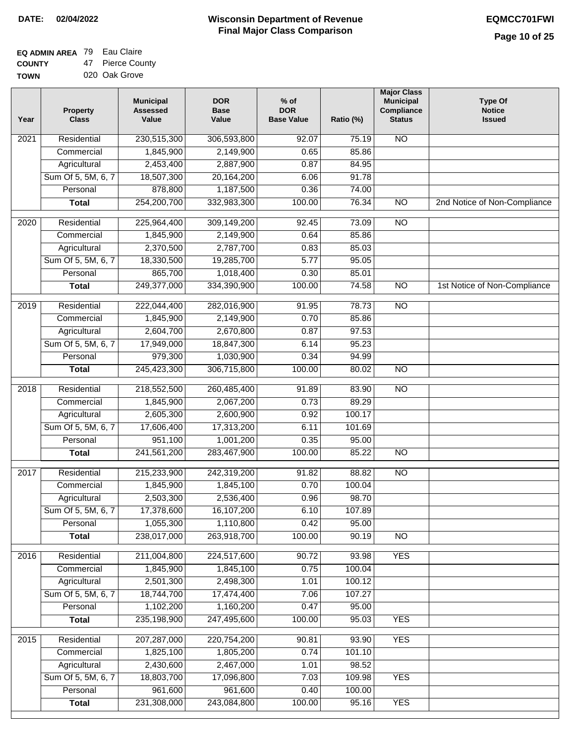**DATE: 02/04/2022**

# Wisconsin Department of Revenue
## Final Major Class Comparison

**EQMCC701FWI**

**EQ ADMIN AREA** 79 Eau Claire
**COUNTY** 47 Pierce County
**TOWN** 020 Oak Grove

| Year | Property Class | Municipal Assessed Value | DOR Base Value | % of DOR Base Value | Ratio (%) | Major Class Municipal Compliance Status | Type Of Notice Issued |
|---|---|---|---|---|---|---|---|
| 2021 | Residential | 230,515,300 | 306,593,800 | 92.07 | 75.19 | NO | |
| | Commercial | 1,845,900 | 2,149,900 | 0.65 | 85.86 | | |
| | Agricultural | 2,453,400 | 2,887,900 | 0.87 | 84.95 | | |
| | Sum Of 5, 5M, 6, 7 | 18,507,300 | 20,164,200 | 6.06 | 91.78 | | |
| | Personal | 878,800 | 1,187,500 | 0.36 | 74.00 | | |
| | **Total** | 254,200,700 | 332,983,300 | 100.00 | 76.34 | NO | 2nd Notice of Non-Compliance |
| 2020 | Residential | 225,964,400 | 309,149,200 | 92.45 | 73.09 | NO | |
| | Commercial | 1,845,900 | 2,149,900 | 0.64 | 85.86 | | |
| | Agricultural | 2,370,500 | 2,787,700 | 0.83 | 85.03 | | |
| | Sum Of 5, 5M, 6, 7 | 18,330,500 | 19,285,700 | 5.77 | 95.05 | | |
| | Personal | 865,700 | 1,018,400 | 0.30 | 85.01 | | |
| | **Total** | 249,377,000 | 334,390,900 | 100.00 | 74.58 | NO | 1st Notice of Non-Compliance |
| 2019 | Residential | 222,044,400 | 282,016,900 | 91.95 | 78.73 | NO | |
| | Commercial | 1,845,900 | 2,149,900 | 0.70 | 85.86 | | |
| | Agricultural | 2,604,700 | 2,670,800 | 0.87 | 97.53 | | |
| | Sum Of 5, 5M, 6, 7 | 17,949,000 | 18,847,300 | 6.14 | 95.23 | | |
| | Personal | 979,300 | 1,030,900 | 0.34 | 94.99 | | |
| | **Total** | 245,423,300 | 306,715,800 | 100.00 | 80.02 | NO | |
| 2018 | Residential | 218,552,500 | 260,485,400 | 91.89 | 83.90 | NO | |
| | Commercial | 1,845,900 | 2,067,200 | 0.73 | 89.29 | | |
| | Agricultural | 2,605,300 | 2,600,900 | 0.92 | 100.17 | | |
| | Sum Of 5, 5M, 6, 7 | 17,606,400 | 17,313,200 | 6.11 | 101.69 | | |
| | Personal | 951,100 | 1,001,200 | 0.35 | 95.00 | | |
| | **Total** | 241,561,200 | 283,467,900 | 100.00 | 85.22 | NO | |
| 2017 | Residential | 215,233,900 | 242,319,200 | 91.82 | 88.82 | NO | |
| | Commercial | 1,845,900 | 1,845,100 | 0.70 | 100.04 | | |
| | Agricultural | 2,503,300 | 2,536,400 | 0.96 | 98.70 | | |
| | Sum Of 5, 5M, 6, 7 | 17,378,600 | 16,107,200 | 6.10 | 107.89 | | |
| | Personal | 1,055,300 | 1,110,800 | 0.42 | 95.00 | | |
| | **Total** | 238,017,000 | 263,918,700 | 100.00 | 90.19 | NO | |
| 2016 | Residential | 211,004,800 | 224,517,600 | 90.72 | 93.98 | YES | |
| | Commercial | 1,845,900 | 1,845,100 | 0.75 | 100.04 | | |
| | Agricultural | 2,501,300 | 2,498,300 | 1.01 | 100.12 | | |
| | Sum Of 5, 5M, 6, 7 | 18,744,700 | 17,474,400 | 7.06 | 107.27 | | |
| | Personal | 1,102,200 | 1,160,200 | 0.47 | 95.00 | | |
| | **Total** | 235,198,900 | 247,495,600 | 100.00 | 95.03 | YES | |
| 2015 | Residential | 207,287,000 | 220,754,200 | 90.81 | 93.90 | YES | |
| | Commercial | 1,825,100 | 1,805,200 | 0.74 | 101.10 | | |
| | Agricultural | 2,430,600 | 2,467,000 | 1.01 | 98.52 | | |
| | Sum Of 5, 5M, 6, 7 | 18,803,700 | 17,096,800 | 7.03 | 109.98 | YES | |
| | Personal | 961,600 | 961,600 | 0.40 | 100.00 | | |
| | **Total** | 231,308,000 | 243,084,800 | 100.00 | 95.16 | YES | |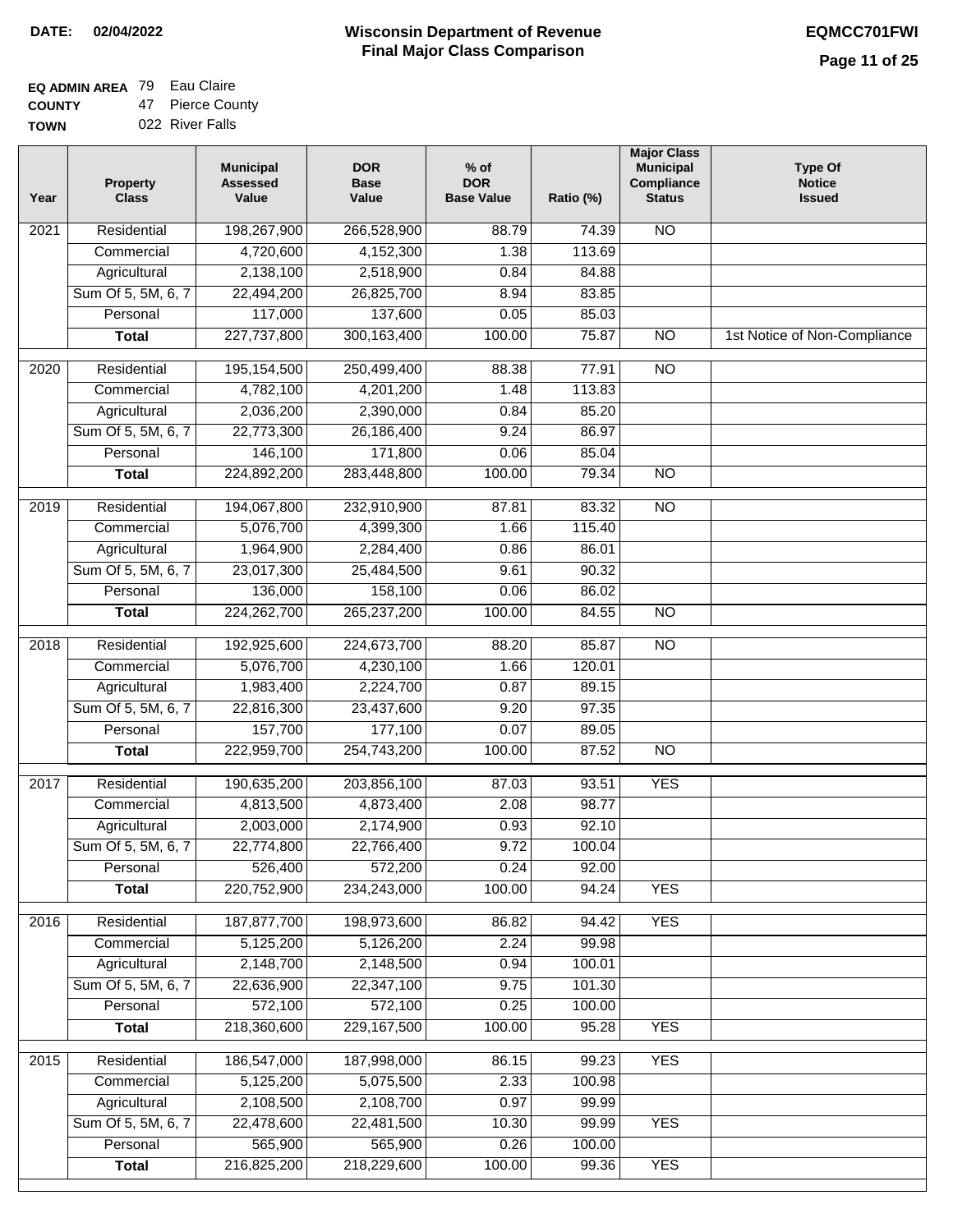**DATE:** 02/04/2022

# Wisconsin Department of Revenue
## Final Major Class Comparison

**EQMCC701FWI**

**EQ ADMIN AREA** 79 Eau Claire
**COUNTY** 47 Pierce County
**TOWN** 022 River Falls

| Year | Property Class | Municipal Assessed Value | DOR Base Value | % of DOR Base Value | Ratio (%) | Major Class Municipal Compliance Status | Type Of Notice Issued |
|---|---|---|---|---|---|---|---|
| 2021 | Residential | 198,267,900 | 266,528,900 | 88.79 | 74.39 | NO | |
| | Commercial | 4,720,600 | 4,152,300 | 1.38 | 113.69 | | |
| | Agricultural | 2,138,100 | 2,518,900 | 0.84 | 84.88 | | |
| | Sum Of 5, 5M, 6, 7 | 22,494,200 | 26,825,700 | 8.94 | 83.85 | | |
| | Personal | 117,000 | 137,600 | 0.05 | 85.03 | | |
| | **Total** | 227,737,800 | 300,163,400 | 100.00 | 75.87 | NO | 1st Notice of Non-Compliance |
| 2020 | Residential | 195,154,500 | 250,499,400 | 88.38 | 77.91 | NO | |
| | Commercial | 4,782,100 | 4,201,200 | 1.48 | 113.83 | | |
| | Agricultural | 2,036,200 | 2,390,000 | 0.84 | 85.20 | | |
| | Sum Of 5, 5M, 6, 7 | 22,773,300 | 26,186,400 | 9.24 | 86.97 | | |
| | Personal | 146,100 | 171,800 | 0.06 | 85.04 | | |
| | **Total** | 224,892,200 | 283,448,800 | 100.00 | 79.34 | NO | |
| 2019 | Residential | 194,067,800 | 232,910,900 | 87.81 | 83.32 | NO | |
| | Commercial | 5,076,700 | 4,399,300 | 1.66 | 115.40 | | |
| | Agricultural | 1,964,900 | 2,284,400 | 0.86 | 86.01 | | |
| | Sum Of 5, 5M, 6, 7 | 23,017,300 | 25,484,500 | 9.61 | 90.32 | | |
| | Personal | 136,000 | 158,100 | 0.06 | 86.02 | | |
| | **Total** | 224,262,700 | 265,237,200 | 100.00 | 84.55 | NO | |
| 2018 | Residential | 192,925,600 | 224,673,700 | 88.20 | 85.87 | NO | |
| | Commercial | 5,076,700 | 4,230,100 | 1.66 | 120.01 | | |
| | Agricultural | 1,983,400 | 2,224,700 | 0.87 | 89.15 | | |
| | Sum Of 5, 5M, 6, 7 | 22,816,300 | 23,437,600 | 9.20 | 97.35 | | |
| | Personal | 157,700 | 177,100 | 0.07 | 89.05 | | |
| | **Total** | 222,959,700 | 254,743,200 | 100.00 | 87.52 | NO | |
| 2017 | Residential | 190,635,200 | 203,856,100 | 87.03 | 93.51 | YES | |
| | Commercial | 4,813,500 | 4,873,400 | 2.08 | 98.77 | | |
| | Agricultural | 2,003,000 | 2,174,900 | 0.93 | 92.10 | | |
| | Sum Of 5, 5M, 6, 7 | 22,774,800 | 22,766,400 | 9.72 | 100.04 | | |
| | Personal | 526,400 | 572,200 | 0.24 | 92.00 | | |
| | **Total** | 220,752,900 | 234,243,000 | 100.00 | 94.24 | YES | |
| 2016 | Residential | 187,877,700 | 198,973,600 | 86.82 | 94.42 | YES | |
| | Commercial | 5,125,200 | 5,126,200 | 2.24 | 99.98 | | |
| | Agricultural | 2,148,700 | 2,148,500 | 0.94 | 100.01 | | |
| | Sum Of 5, 5M, 6, 7 | 22,636,900 | 22,347,100 | 9.75 | 101.30 | | |
| | Personal | 572,100 | 572,100 | 0.25 | 100.00 | | |
| | **Total** | 218,360,600 | 229,167,500 | 100.00 | 95.28 | YES | |
| 2015 | Residential | 186,547,000 | 187,998,000 | 86.15 | 99.23 | YES | |
| | Commercial | 5,125,200 | 5,075,500 | 2.33 | 100.98 | | |
| | Agricultural | 2,108,500 | 2,108,700 | 0.97 | 99.99 | | |
| | Sum Of 5, 5M, 6, 7 | 22,478,600 | 22,481,500 | 10.30 | 99.99 | YES | |
| | Personal | 565,900 | 565,900 | 0.26 | 100.00 | | |
| | **Total** | 216,825,200 | 218,229,600 | 100.00 | 99.36 | YES | |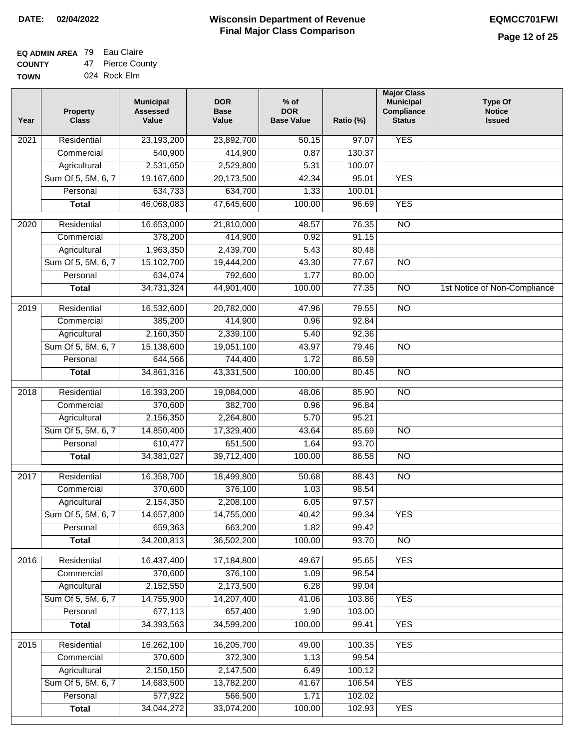# Wisconsin Department of Revenue
## Final Major Class Comparison

**DATE:** 02/04/2022

**EQMCC701FWI**

**EQ ADMIN AREA** 79 Eau Claire
**COUNTY** 47 Pierce County
**TOWN** 024 Rock Elm

| Year | Property Class | Municipal Assessed Value | DOR Base Value | % of DOR Base Value | Ratio (%) | Major Class Municipal Compliance Status | Type Of Notice Issued |
|---|---|---|---|---|---|---|---|
| 2021 | Residential | 23,193,200 | 23,892,700 | 50.15 | 97.07 | YES | |
| | Commercial | 540,900 | 414,900 | 0.87 | 130.37 | | |
| | Agricultural | 2,531,650 | 2,529,800 | 5.31 | 100.07 | | |
| | Sum Of 5, 5M, 6, 7 | 19,167,600 | 20,173,500 | 42.34 | 95.01 | YES | |
| | Personal | 634,733 | 634,700 | 1.33 | 100.01 | | |
| | **Total** | 46,068,083 | 47,645,600 | 100.00 | 96.69 | YES | |
| 2020 | Residential | 16,653,000 | 21,810,000 | 48.57 | 76.35 | NO | |
| | Commercial | 378,200 | 414,900 | 0.92 | 91.15 | | |
| | Agricultural | 1,963,350 | 2,439,700 | 5.43 | 80.48 | | |
| | Sum Of 5, 5M, 6, 7 | 15,102,700 | 19,444,200 | 43.30 | 77.67 | NO | |
| | Personal | 634,074 | 792,600 | 1.77 | 80.00 | | |
| | **Total** | 34,731,324 | 44,901,400 | 100.00 | 77.35 | NO | 1st Notice of Non-Compliance |
| 2019 | Residential | 16,532,600 | 20,782,000 | 47.96 | 79.55 | NO | |
| | Commercial | 385,200 | 414,900 | 0.96 | 92.84 | | |
| | Agricultural | 2,160,350 | 2,339,100 | 5.40 | 92.36 | | |
| | Sum Of 5, 5M, 6, 7 | 15,138,600 | 19,051,100 | 43.97 | 79.46 | NO | |
| | Personal | 644,566 | 744,400 | 1.72 | 86.59 | | |
| | **Total** | 34,861,316 | 43,331,500 | 100.00 | 80.45 | NO | |
| 2018 | Residential | 16,393,200 | 19,084,000 | 48.06 | 85.90 | NO | |
| | Commercial | 370,600 | 382,700 | 0.96 | 96.84 | | |
| | Agricultural | 2,156,350 | 2,264,800 | 5.70 | 95.21 | | |
| | Sum Of 5, 5M, 6, 7 | 14,850,400 | 17,329,400 | 43.64 | 85.69 | NO | |
| | Personal | 610,477 | 651,500 | 1.64 | 93.70 | | |
| | **Total** | 34,381,027 | 39,712,400 | 100.00 | 86.58 | NO | |
| 2017 | Residential | 16,358,700 | 18,499,800 | 50.68 | 88.43 | NO | |
| | Commercial | 370,600 | 376,100 | 1.03 | 98.54 | | |
| | Agricultural | 2,154,350 | 2,208,100 | 6.05 | 97.57 | | |
| | Sum Of 5, 5M, 6, 7 | 14,657,800 | 14,755,000 | 40.42 | 99.34 | YES | |
| | Personal | 659,363 | 663,200 | 1.82 | 99.42 | | |
| | **Total** | 34,200,813 | 36,502,200 | 100.00 | 93.70 | NO | |
| 2016 | Residential | 16,437,400 | 17,184,800 | 49.67 | 95.65 | YES | |
| | Commercial | 370,600 | 376,100 | 1.09 | 98.54 | | |
| | Agricultural | 2,152,550 | 2,173,500 | 6.28 | 99.04 | | |
| | Sum Of 5, 5M, 6, 7 | 14,755,900 | 14,207,400 | 41.06 | 103.86 | YES | |
| | Personal | 677,113 | 657,400 | 1.90 | 103.00 | | |
| | **Total** | 34,393,563 | 34,599,200 | 100.00 | 99.41 | YES | |
| 2015 | Residential | 16,262,100 | 16,205,700 | 49.00 | 100.35 | YES | |
| | Commercial | 370,600 | 372,300 | 1.13 | 99.54 | | |
| | Agricultural | 2,150,150 | 2,147,500 | 6.49 | 100.12 | | |
| | Sum Of 5, 5M, 6, 7 | 14,683,500 | 13,782,200 | 41.67 | 106.54 | YES | |
| | Personal | 577,922 | 566,500 | 1.71 | 102.02 | | |
| | **Total** | 34,044,272 | 33,074,200 | 100.00 | 102.93 | YES | |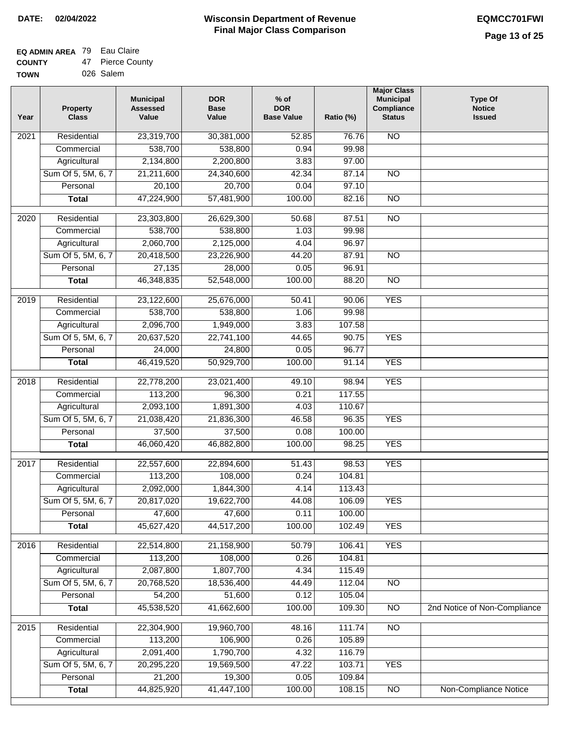**DATE: 02/04/2022**

# Wisconsin Department of Revenue Final Major Class Comparison

**EQMCC701FWI**

**EQ ADMIN AREA** 79 Eau Claire
**COUNTY** 47 Pierce County
**TOWN** 026 Salem

| Year | Property Class | Municipal Assessed Value | DOR Base Value | % of DOR Base Value | Ratio (%) | Major Class Municipal Compliance Status | Type Of Notice Issued |
|---|---|---|---|---|---|---|---|
| 2021 | Residential | 23,319,700 | 30,381,000 | 52.85 | 76.76 | NO | |
| | Commercial | 538,700 | 538,800 | 0.94 | 99.98 | | |
| | Agricultural | 2,134,800 | 2,200,800 | 3.83 | 97.00 | | |
| | Sum Of 5, 5M, 6, 7 | 21,211,600 | 24,340,600 | 42.34 | 87.14 | NO | |
| | Personal | 20,100 | 20,700 | 0.04 | 97.10 | | |
| | **Total** | 47,224,900 | 57,481,900 | 100.00 | 82.16 | NO | |
| 2020 | Residential | 23,303,800 | 26,629,300 | 50.68 | 87.51 | NO | |
| | Commercial | 538,700 | 538,800 | 1.03 | 99.98 | | |
| | Agricultural | 2,060,700 | 2,125,000 | 4.04 | 96.97 | | |
| | Sum Of 5, 5M, 6, 7 | 20,418,500 | 23,226,900 | 44.20 | 87.91 | NO | |
| | Personal | 27,135 | 28,000 | 0.05 | 96.91 | | |
| | **Total** | 46,348,835 | 52,548,000 | 100.00 | 88.20 | NO | |
| 2019 | Residential | 23,122,600 | 25,676,000 | 50.41 | 90.06 | YES | |
| | Commercial | 538,700 | 538,800 | 1.06 | 99.98 | | |
| | Agricultural | 2,096,700 | 1,949,000 | 3.83 | 107.58 | | |
| | Sum Of 5, 5M, 6, 7 | 20,637,520 | 22,741,100 | 44.65 | 90.75 | YES | |
| | Personal | 24,000 | 24,800 | 0.05 | 96.77 | | |
| | **Total** | 46,419,520 | 50,929,700 | 100.00 | 91.14 | YES | |
| 2018 | Residential | 22,778,200 | 23,021,400 | 49.10 | 98.94 | YES | |
| | Commercial | 113,200 | 96,300 | 0.21 | 117.55 | | |
| | Agricultural | 2,093,100 | 1,891,300 | 4.03 | 110.67 | | |
| | Sum Of 5, 5M, 6, 7 | 21,038,420 | 21,836,300 | 46.58 | 96.35 | YES | |
| | Personal | 37,500 | 37,500 | 0.08 | 100.00 | | |
| | **Total** | 46,060,420 | 46,882,800 | 100.00 | 98.25 | YES | |
| 2017 | Residential | 22,557,600 | 22,894,600 | 51.43 | 98.53 | YES | |
| | Commercial | 113,200 | 108,000 | 0.24 | 104.81 | | |
| | Agricultural | 2,092,000 | 1,844,300 | 4.14 | 113.43 | | |
| | Sum Of 5, 5M, 6, 7 | 20,817,020 | 19,622,700 | 44.08 | 106.09 | YES | |
| | Personal | 47,600 | 47,600 | 0.11 | 100.00 | | |
| | **Total** | 45,627,420 | 44,517,200 | 100.00 | 102.49 | YES | |
| 2016 | Residential | 22,514,800 | 21,158,900 | 50.79 | 106.41 | YES | |
| | Commercial | 113,200 | 108,000 | 0.26 | 104.81 | | |
| | Agricultural | 2,087,800 | 1,807,700 | 4.34 | 115.49 | | |
| | Sum Of 5, 5M, 6, 7 | 20,768,520 | 18,536,400 | 44.49 | 112.04 | NO | |
| | Personal | 54,200 | 51,600 | 0.12 | 105.04 | | |
| | **Total** | 45,538,520 | 41,662,600 | 100.00 | 109.30 | NO | 2nd Notice of Non-Compliance |
| 2015 | Residential | 22,304,900 | 19,960,700 | 48.16 | 111.74 | NO | |
| | Commercial | 113,200 | 106,900 | 0.26 | 105.89 | | |
| | Agricultural | 2,091,400 | 1,790,700 | 4.32 | 116.79 | | |
| | Sum Of 5, 5M, 6, 7 | 20,295,220 | 19,569,500 | 47.22 | 103.71 | YES | |
| | Personal | 21,200 | 19,300 | 0.05 | 109.84 | | |
| | **Total** | 44,825,920 | 41,447,100 | 100.00 | 108.15 | NO | Non-Compliance Notice |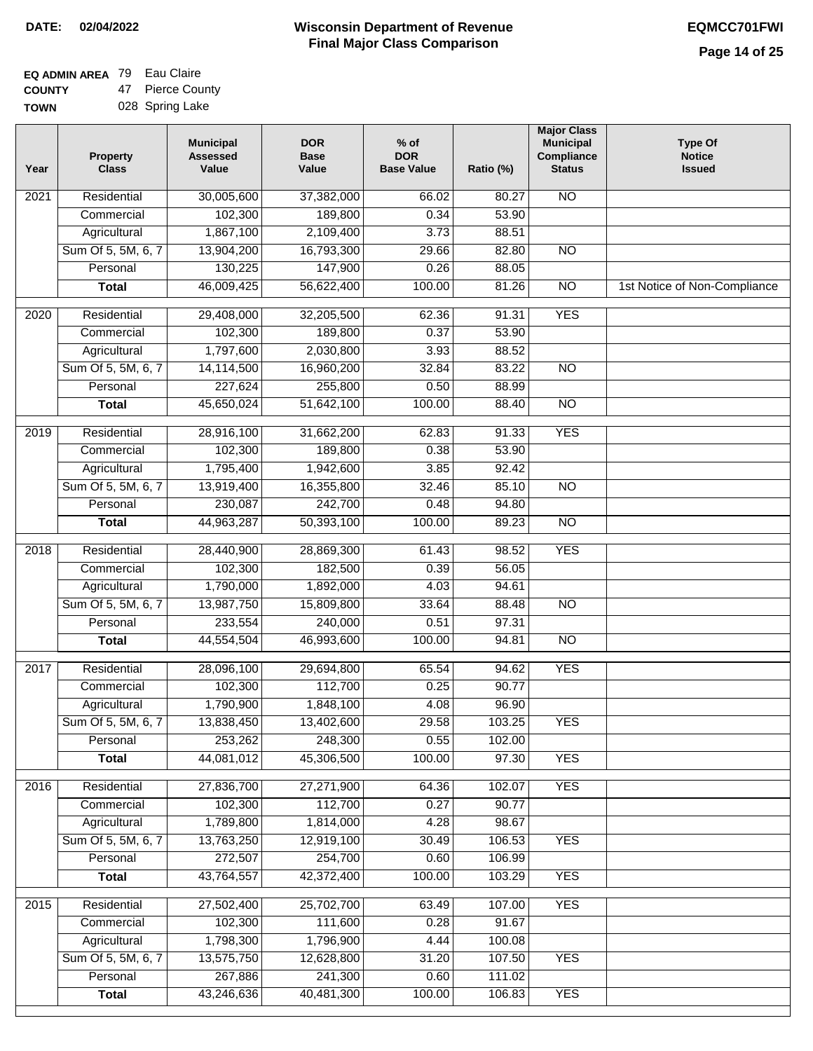**DATE: 02/04/2022**

# Wisconsin Department of Revenue
## Final Major Class Comparison

**EQMCC701FWI**

**EQ ADMIN AREA** 79 Eau Claire
**COUNTY** 47 Pierce County
**TOWN** 028 Spring Lake

| Year | Property Class | Municipal Assessed Value | DOR Base Value | % of DOR Base Value | Ratio (%) | Major Class Municipal Compliance Status | Type Of Notice Issued |
|---|---|---|---|---|---|---|---|
| 2021 | Residential | 30,005,600 | 37,382,000 | 66.02 | 80.27 | NO | |
| | Commercial | 102,300 | 189,800 | 0.34 | 53.90 | | |
| | Agricultural | 1,867,100 | 2,109,400 | 3.73 | 88.51 | | |
| | Sum Of 5, 5M, 6, 7 | 13,904,200 | 16,793,300 | 29.66 | 82.80 | NO | |
| | Personal | 130,225 | 147,900 | 0.26 | 88.05 | | |
| | **Total** | 46,009,425 | 56,622,400 | 100.00 | 81.26 | NO | 1st Notice of Non-Compliance |
| 2020 | Residential | 29,408,000 | 32,205,500 | 62.36 | 91.31 | YES | |
| | Commercial | 102,300 | 189,800 | 0.37 | 53.90 | | |
| | Agricultural | 1,797,600 | 2,030,800 | 3.93 | 88.52 | | |
| | Sum Of 5, 5M, 6, 7 | 14,114,500 | 16,960,200 | 32.84 | 83.22 | NO | |
| | Personal | 227,624 | 255,800 | 0.50 | 88.99 | | |
| | **Total** | 45,650,024 | 51,642,100 | 100.00 | 88.40 | NO | |
| 2019 | Residential | 28,916,100 | 31,662,200 | 62.83 | 91.33 | YES | |
| | Commercial | 102,300 | 189,800 | 0.38 | 53.90 | | |
| | Agricultural | 1,795,400 | 1,942,600 | 3.85 | 92.42 | | |
| | Sum Of 5, 5M, 6, 7 | 13,919,400 | 16,355,800 | 32.46 | 85.10 | NO | |
| | Personal | 230,087 | 242,700 | 0.48 | 94.80 | | |
| | **Total** | 44,963,287 | 50,393,100 | 100.00 | 89.23 | NO | |
| 2018 | Residential | 28,440,900 | 28,869,300 | 61.43 | 98.52 | YES | |
| | Commercial | 102,300 | 182,500 | 0.39 | 56.05 | | |
| | Agricultural | 1,790,000 | 1,892,000 | 4.03 | 94.61 | | |
| | Sum Of 5, 5M, 6, 7 | 13,987,750 | 15,809,800 | 33.64 | 88.48 | NO | |
| | Personal | 233,554 | 240,000 | 0.51 | 97.31 | | |
| | **Total** | 44,554,504 | 46,993,600 | 100.00 | 94.81 | NO | |
| 2017 | Residential | 28,096,100 | 29,694,800 | 65.54 | 94.62 | YES | |
| | Commercial | 102,300 | 112,700 | 0.25 | 90.77 | | |
| | Agricultural | 1,790,900 | 1,848,100 | 4.08 | 96.90 | | |
| | Sum Of 5, 5M, 6, 7 | 13,838,450 | 13,402,600 | 29.58 | 103.25 | YES | |
| | Personal | 253,262 | 248,300 | 0.55 | 102.00 | | |
| | **Total** | 44,081,012 | 45,306,500 | 100.00 | 97.30 | YES | |
| 2016 | Residential | 27,836,700 | 27,271,900 | 64.36 | 102.07 | YES | |
| | Commercial | 102,300 | 112,700 | 0.27 | 90.77 | | |
| | Agricultural | 1,789,800 | 1,814,000 | 4.28 | 98.67 | | |
| | Sum Of 5, 5M, 6, 7 | 13,763,250 | 12,919,100 | 30.49 | 106.53 | YES | |
| | Personal | 272,507 | 254,700 | 0.60 | 106.99 | | |
| | **Total** | 43,764,557 | 42,372,400 | 100.00 | 103.29 | YES | |
| 2015 | Residential | 27,502,400 | 25,702,700 | 63.49 | 107.00 | YES | |
| | Commercial | 102,300 | 111,600 | 0.28 | 91.67 | | |
| | Agricultural | 1,798,300 | 1,796,900 | 4.44 | 100.08 | | |
| | Sum Of 5, 5M, 6, 7 | 13,575,750 | 12,628,800 | 31.20 | 107.50 | YES | |
| | Personal | 267,886 | 241,300 | 0.60 | 111.02 | | |
| | **Total** | 43,246,636 | 40,481,300 | 100.00 | 106.83 | YES | |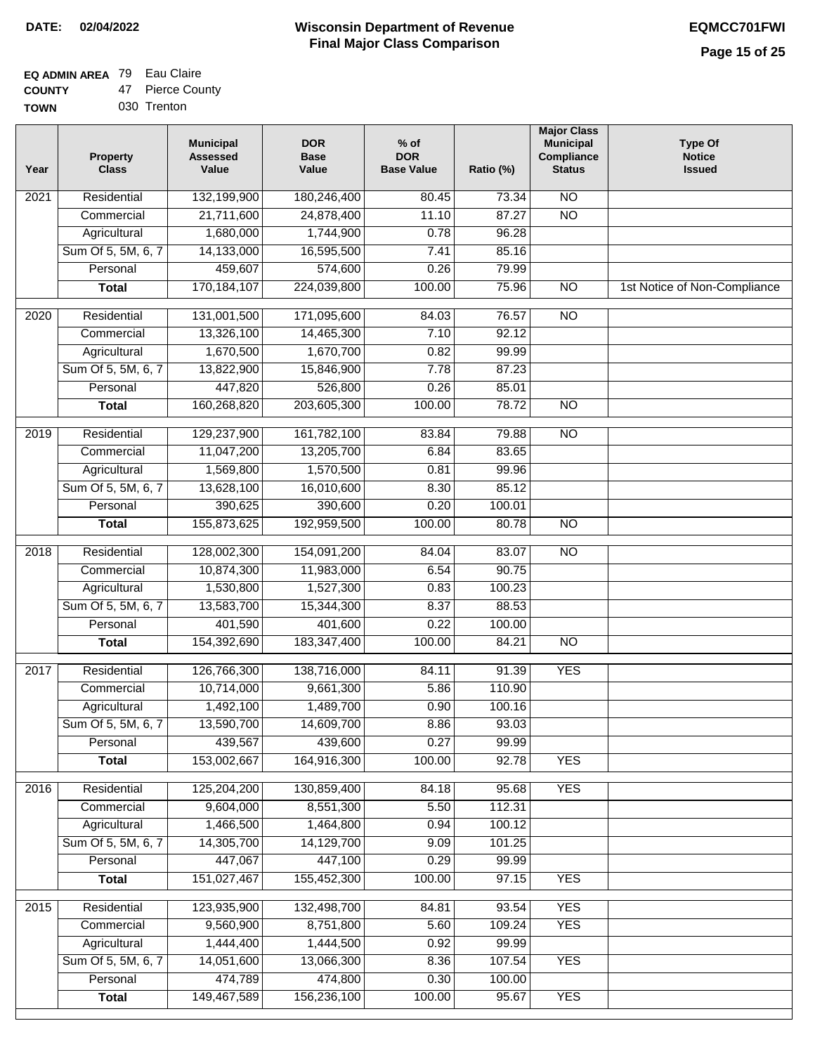**DATE: 02/04/2022**

# Wisconsin Department of Revenue
## Final Major Class Comparison

**EQMCC701FWI**

**EQ ADMIN AREA** 79 Eau Claire
**COUNTY** 47 Pierce County
**TOWN** 030 Trenton

| Year | Property Class | Municipal Assessed Value | DOR Base Value | % of DOR Base Value | Ratio (%) | Major Class Municipal Compliance Status | Type Of Notice Issued |
|---|---|---|---|---|---|---|---|
| 2021 | Residential | 132,199,900 | 180,246,400 | 80.45 | 73.34 | NO | |
| | Commercial | 21,711,600 | 24,878,400 | 11.10 | 87.27 | NO | |
| | Agricultural | 1,680,000 | 1,744,900 | 0.78 | 96.28 | | |
| | Sum Of 5, 5M, 6, 7 | 14,133,000 | 16,595,500 | 7.41 | 85.16 | | |
| | Personal | 459,607 | 574,600 | 0.26 | 79.99 | | |
| | **Total** | 170,184,107 | 224,039,800 | 100.00 | 75.96 | NO | 1st Notice of Non-Compliance |
| 2020 | Residential | 131,001,500 | 171,095,600 | 84.03 | 76.57 | NO | |
| | Commercial | 13,326,100 | 14,465,300 | 7.10 | 92.12 | | |
| | Agricultural | 1,670,500 | 1,670,700 | 0.82 | 99.99 | | |
| | Sum Of 5, 5M, 6, 7 | 13,822,900 | 15,846,900 | 7.78 | 87.23 | | |
| | Personal | 447,820 | 526,800 | 0.26 | 85.01 | | |
| | **Total** | 160,268,820 | 203,605,300 | 100.00 | 78.72 | NO | |
| 2019 | Residential | 129,237,900 | 161,782,100 | 83.84 | 79.88 | NO | |
| | Commercial | 11,047,200 | 13,205,700 | 6.84 | 83.65 | | |
| | Agricultural | 1,569,800 | 1,570,500 | 0.81 | 99.96 | | |
| | Sum Of 5, 5M, 6, 7 | 13,628,100 | 16,010,600 | 8.30 | 85.12 | | |
| | Personal | 390,625 | 390,600 | 0.20 | 100.01 | | |
| | **Total** | 155,873,625 | 192,959,500 | 100.00 | 80.78 | NO | |
| 2018 | Residential | 128,002,300 | 154,091,200 | 84.04 | 83.07 | NO | |
| | Commercial | 10,874,300 | 11,983,000 | 6.54 | 90.75 | | |
| | Agricultural | 1,530,800 | 1,527,300 | 0.83 | 100.23 | | |
| | Sum Of 5, 5M, 6, 7 | 13,583,700 | 15,344,300 | 8.37 | 88.53 | | |
| | Personal | 401,590 | 401,600 | 0.22 | 100.00 | | |
| | **Total** | 154,392,690 | 183,347,400 | 100.00 | 84.21 | NO | |
| 2017 | Residential | 126,766,300 | 138,716,000 | 84.11 | 91.39 | YES | |
| | Commercial | 10,714,000 | 9,661,300 | 5.86 | 110.90 | | |
| | Agricultural | 1,492,100 | 1,489,700 | 0.90 | 100.16 | | |
| | Sum Of 5, 5M, 6, 7 | 13,590,700 | 14,609,700 | 8.86 | 93.03 | | |
| | Personal | 439,567 | 439,600 | 0.27 | 99.99 | | |
| | **Total** | 153,002,667 | 164,916,300 | 100.00 | 92.78 | YES | |
| 2016 | Residential | 125,204,200 | 130,859,400 | 84.18 | 95.68 | YES | |
| | Commercial | 9,604,000 | 8,551,300 | 5.50 | 112.31 | | |
| | Agricultural | 1,466,500 | 1,464,800 | 0.94 | 100.12 | | |
| | Sum Of 5, 5M, 6, 7 | 14,305,700 | 14,129,700 | 9.09 | 101.25 | | |
| | Personal | 447,067 | 447,100 | 0.29 | 99.99 | | |
| | **Total** | 151,027,467 | 155,452,300 | 100.00 | 97.15 | YES | |
| 2015 | Residential | 123,935,900 | 132,498,700 | 84.81 | 93.54 | YES | |
| | Commercial | 9,560,900 | 8,751,800 | 5.60 | 109.24 | YES | |
| | Agricultural | 1,444,400 | 1,444,500 | 0.92 | 99.99 | | |
| | Sum Of 5, 5M, 6, 7 | 14,051,600 | 13,066,300 | 8.36 | 107.54 | YES | |
| | Personal | 474,789 | 474,800 | 0.30 | 100.00 | | |
| | **Total** | 149,467,589 | 156,236,100 | 100.00 | 95.67 | YES | |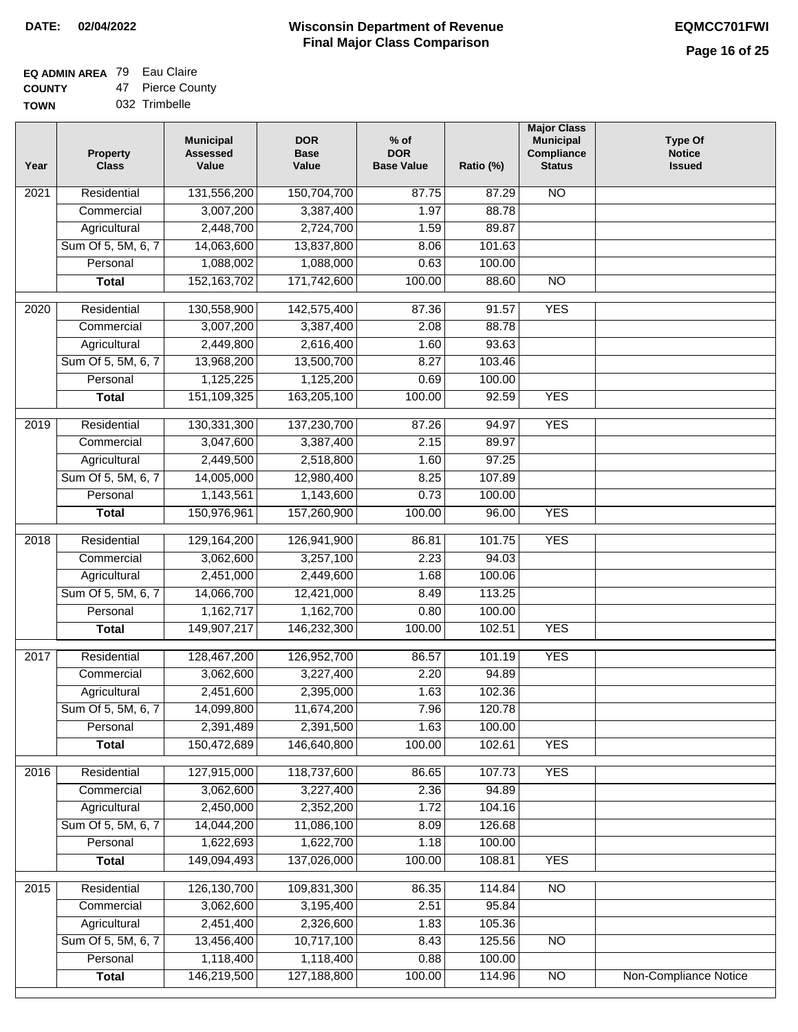DATE: 02/04/2022

# Wisconsin Department of Revenue
## Final Major Class Comparison

EQMCC701FWI

**EQ ADMIN AREA** 79 Eau Claire
**COUNTY** 47 Pierce County
**TOWN** 032 Trimbelle

| Year | Property Class | Municipal Assessed Value | DOR Base Value | % of DOR Base Value | Ratio (%) | Major Class Municipal Compliance Status | Type Of Notice Issued |
|---|---|---|---|---|---|---|---|
| 2021 | Residential | 131,556,200 | 150,704,700 | 87.75 | 87.29 | NO | |
| | Commercial | 3,007,200 | 3,387,400 | 1.97 | 88.78 | | |
| | Agricultural | 2,448,700 | 2,724,700 | 1.59 | 89.87 | | |
| | Sum Of 5, 5M, 6, 7 | 14,063,600 | 13,837,800 | 8.06 | 101.63 | | |
| | Personal | 1,088,002 | 1,088,000 | 0.63 | 100.00 | | |
| | **Total** | 152,163,702 | 171,742,600 | 100.00 | 88.60 | NO | |
| 2020 | Residential | 130,558,900 | 142,575,400 | 87.36 | 91.57 | YES | |
| | Commercial | 3,007,200 | 3,387,400 | 2.08 | 88.78 | | |
| | Agricultural | 2,449,800 | 2,616,400 | 1.60 | 93.63 | | |
| | Sum Of 5, 5M, 6, 7 | 13,968,200 | 13,500,700 | 8.27 | 103.46 | | |
| | Personal | 1,125,225 | 1,125,200 | 0.69 | 100.00 | | |
| | **Total** | 151,109,325 | 163,205,100 | 100.00 | 92.59 | YES | |
| 2019 | Residential | 130,331,300 | 137,230,700 | 87.26 | 94.97 | YES | |
| | Commercial | 3,047,600 | 3,387,400 | 2.15 | 89.97 | | |
| | Agricultural | 2,449,500 | 2,518,800 | 1.60 | 97.25 | | |
| | Sum Of 5, 5M, 6, 7 | 14,005,000 | 12,980,400 | 8.25 | 107.89 | | |
| | Personal | 1,143,561 | 1,143,600 | 0.73 | 100.00 | | |
| | **Total** | 150,976,961 | 157,260,900 | 100.00 | 96.00 | YES | |
| 2018 | Residential | 129,164,200 | 126,941,900 | 86.81 | 101.75 | YES | |
| | Commercial | 3,062,600 | 3,257,100 | 2.23 | 94.03 | | |
| | Agricultural | 2,451,000 | 2,449,600 | 1.68 | 100.06 | | |
| | Sum Of 5, 5M, 6, 7 | 14,066,700 | 12,421,000 | 8.49 | 113.25 | | |
| | Personal | 1,162,717 | 1,162,700 | 0.80 | 100.00 | | |
| | **Total** | 149,907,217 | 146,232,300 | 100.00 | 102.51 | YES | |
| 2017 | Residential | 128,467,200 | 126,952,700 | 86.57 | 101.19 | YES | |
| | Commercial | 3,062,600 | 3,227,400 | 2.20 | 94.89 | | |
| | Agricultural | 2,451,600 | 2,395,000 | 1.63 | 102.36 | | |
| | Sum Of 5, 5M, 6, 7 | 14,099,800 | 11,674,200 | 7.96 | 120.78 | | |
| | Personal | 2,391,489 | 2,391,500 | 1.63 | 100.00 | | |
| | **Total** | 150,472,689 | 146,640,800 | 100.00 | 102.61 | YES | |
| 2016 | Residential | 127,915,000 | 118,737,600 | 86.65 | 107.73 | YES | |
| | Commercial | 3,062,600 | 3,227,400 | 2.36 | 94.89 | | |
| | Agricultural | 2,450,000 | 2,352,200 | 1.72 | 104.16 | | |
| | Sum Of 5, 5M, 6, 7 | 14,044,200 | 11,086,100 | 8.09 | 126.68 | | |
| | Personal | 1,622,693 | 1,622,700 | 1.18 | 100.00 | | |
| | **Total** | 149,094,493 | 137,026,000 | 100.00 | 108.81 | YES | |
| 2015 | Residential | 126,130,700 | 109,831,300 | 86.35 | 114.84 | NO | |
| | Commercial | 3,062,600 | 3,195,400 | 2.51 | 95.84 | | |
| | Agricultural | 2,451,400 | 2,326,600 | 1.83 | 105.36 | | |
| | Sum Of 5, 5M, 6, 7 | 13,456,400 | 10,717,100 | 8.43 | 125.56 | NO | |
| | Personal | 1,118,400 | 1,118,400 | 0.88 | 100.00 | | |
| | **Total** | 146,219,500 | 127,188,800 | 100.00 | 114.96 | NO | Non-Compliance Notice |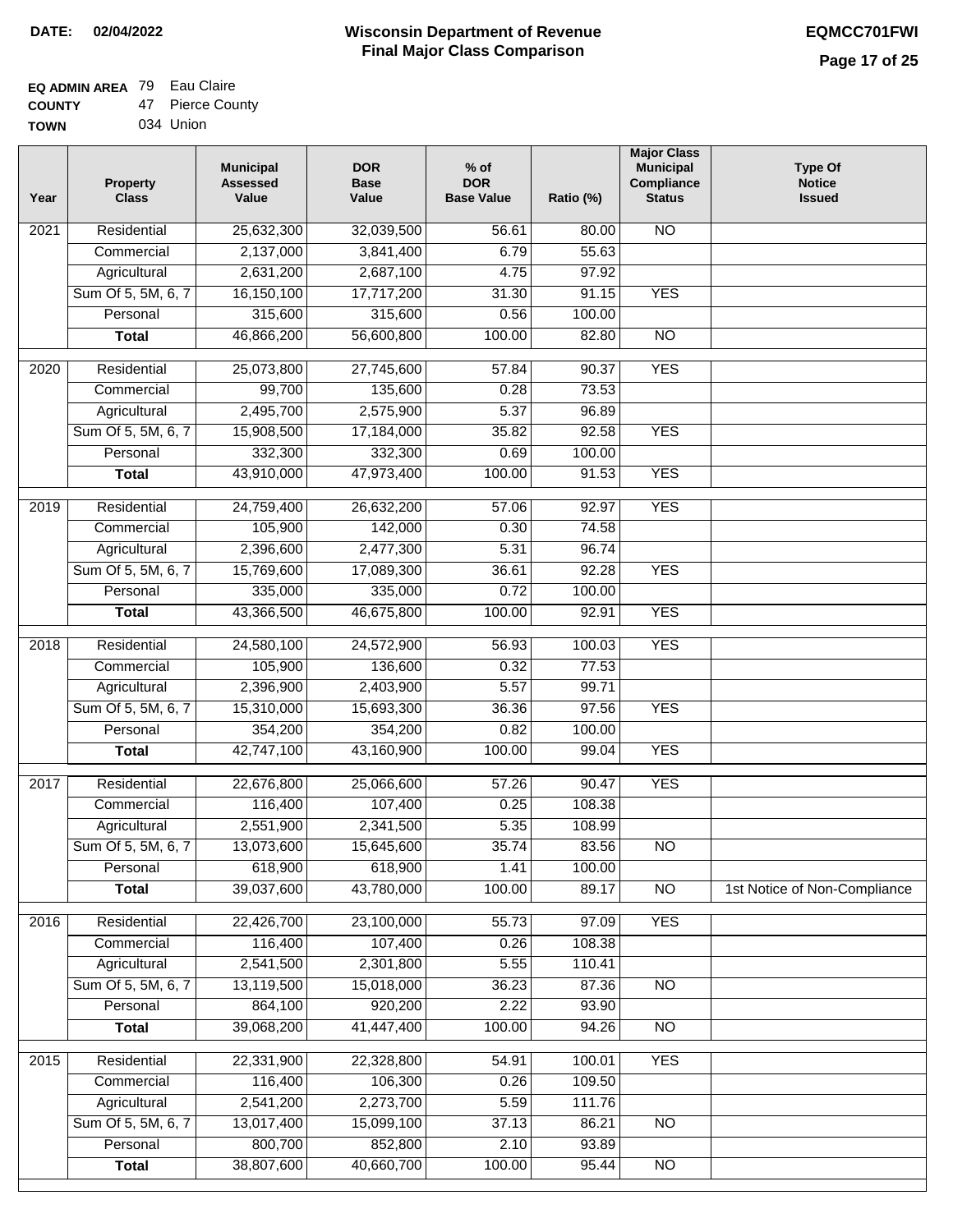**DATE:** 02/04/2022

# Wisconsin Department of Revenue
## Final Major Class Comparison

**EQMCC701FWI**

| | | |
|---|---|---|
| **EQ ADMIN AREA** | 79 | Eau Claire |
| **COUNTY** | 47 | Pierce County |
| **TOWN** | 034 | Union |

| Year | Property Class | Municipal Assessed Value | DOR Base Value | % of DOR Base Value | Ratio (%) | Major Class Municipal Compliance Status | Type Of Notice Issued |
|---|---|---|---|---|---|---|---|
| 2021 | Residential | 25,632,300 | 32,039,500 | 56.61 | 80.00 | NO | |
| | Commercial | 2,137,000 | 3,841,400 | 6.79 | 55.63 | | |
| | Agricultural | 2,631,200 | 2,687,100 | 4.75 | 97.92 | | |
| | Sum Of 5, 5M, 6, 7 | 16,150,100 | 17,717,200 | 31.30 | 91.15 | YES | |
| | Personal | 315,600 | 315,600 | 0.56 | 100.00 | | |
| | **Total** | 46,866,200 | 56,600,800 | 100.00 | 82.80 | NO | |
| 2020 | Residential | 25,073,800 | 27,745,600 | 57.84 | 90.37 | YES | |
| | Commercial | 99,700 | 135,600 | 0.28 | 73.53 | | |
| | Agricultural | 2,495,700 | 2,575,900 | 5.37 | 96.89 | | |
| | Sum Of 5, 5M, 6, 7 | 15,908,500 | 17,184,000 | 35.82 | 92.58 | YES | |
| | Personal | 332,300 | 332,300 | 0.69 | 100.00 | | |
| | **Total** | 43,910,000 | 47,973,400 | 100.00 | 91.53 | YES | |
| 2019 | Residential | 24,759,400 | 26,632,200 | 57.06 | 92.97 | YES | |
| | Commercial | 105,900 | 142,000 | 0.30 | 74.58 | | |
| | Agricultural | 2,396,600 | 2,477,300 | 5.31 | 96.74 | | |
| | Sum Of 5, 5M, 6, 7 | 15,769,600 | 17,089,300 | 36.61 | 92.28 | YES | |
| | Personal | 335,000 | 335,000 | 0.72 | 100.00 | | |
| | **Total** | 43,366,500 | 46,675,800 | 100.00 | 92.91 | YES | |
| 2018 | Residential | 24,580,100 | 24,572,900 | 56.93 | 100.03 | YES | |
| | Commercial | 105,900 | 136,600 | 0.32 | 77.53 | | |
| | Agricultural | 2,396,900 | 2,403,900 | 5.57 | 99.71 | | |
| | Sum Of 5, 5M, 6, 7 | 15,310,000 | 15,693,300 | 36.36 | 97.56 | YES | |
| | Personal | 354,200 | 354,200 | 0.82 | 100.00 | | |
| | **Total** | 42,747,100 | 43,160,900 | 100.00 | 99.04 | YES | |
| 2017 | Residential | 22,676,800 | 25,066,600 | 57.26 | 90.47 | YES | |
| | Commercial | 116,400 | 107,400 | 0.25 | 108.38 | | |
| | Agricultural | 2,551,900 | 2,341,500 | 5.35 | 108.99 | | |
| | Sum Of 5, 5M, 6, 7 | 13,073,600 | 15,645,600 | 35.74 | 83.56 | NO | |
| | Personal | 618,900 | 618,900 | 1.41 | 100.00 | | |
| | **Total** | 39,037,600 | 43,780,000 | 100.00 | 89.17 | NO | 1st Notice of Non-Compliance |
| 2016 | Residential | 22,426,700 | 23,100,000 | 55.73 | 97.09 | YES | |
| | Commercial | 116,400 | 107,400 | 0.26 | 108.38 | | |
| | Agricultural | 2,541,500 | 2,301,800 | 5.55 | 110.41 | | |
| | Sum Of 5, 5M, 6, 7 | 13,119,500 | 15,018,000 | 36.23 | 87.36 | NO | |
| | Personal | 864,100 | 920,200 | 2.22 | 93.90 | | |
| | **Total** | 39,068,200 | 41,447,400 | 100.00 | 94.26 | NO | |
| 2015 | Residential | 22,331,900 | 22,328,800 | 54.91 | 100.01 | YES | |
| | Commercial | 116,400 | 106,300 | 0.26 | 109.50 | | |
| | Agricultural | 2,541,200 | 2,273,700 | 5.59 | 111.76 | | |
| | Sum Of 5, 5M, 6, 7 | 13,017,400 | 15,099,100 | 37.13 | 86.21 | NO | |
| | Personal | 800,700 | 852,800 | 2.10 | 93.89 | | |
| | **Total** | 38,807,600 | 40,660,700 | 100.00 | 95.44 | NO | |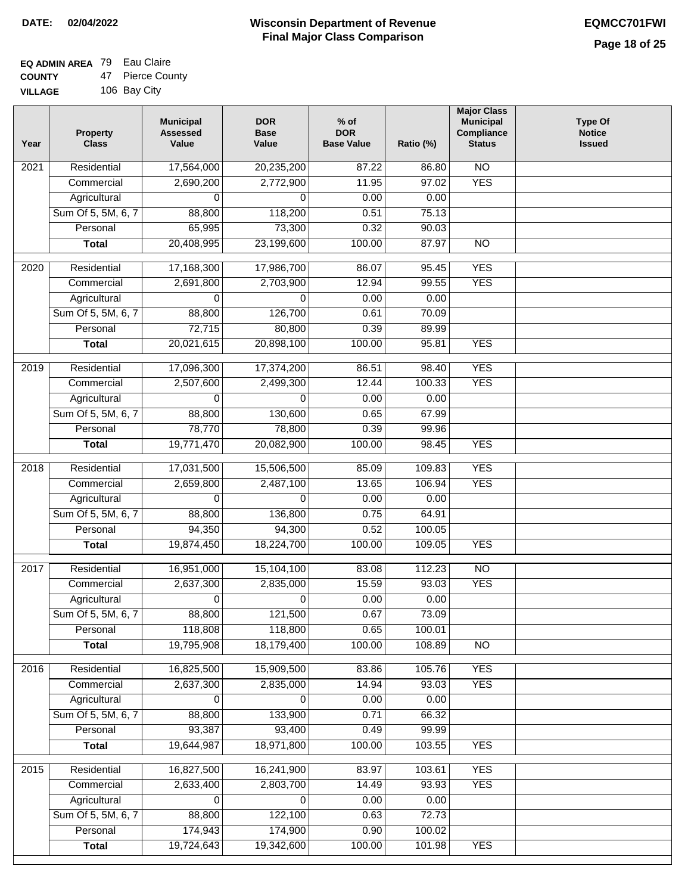# Wisconsin Department of Revenue
## Final Major Class Comparison

**DATE:** 02/04/2022

**EQMCC701FWI**

**EQ ADMIN AREA** 79 Eau Claire
**COUNTY** 47 Pierce County
**VILLAGE** 106 Bay City

| Year | Property Class | Municipal Assessed Value | DOR Base Value | % of DOR Base Value | Ratio (%) | Major Class Municipal Compliance Status | Type Of Notice Issued |
|---|---|---|---|---|---|---|---|
| 2021 | Residential | 17,564,000 | 20,235,200 | 87.22 | 86.80 | NO | |
| | Commercial | 2,690,200 | 2,772,900 | 11.95 | 97.02 | YES | |
| | Agricultural | 0 | 0 | 0.00 | 0.00 | | |
| | Sum Of 5, 5M, 6, 7 | 88,800 | 118,200 | 0.51 | 75.13 | | |
| | Personal | 65,995 | 73,300 | 0.32 | 90.03 | | |
| | **Total** | 20,408,995 | 23,199,600 | 100.00 | 87.97 | NO | |
| 2020 | Residential | 17,168,300 | 17,986,700 | 86.07 | 95.45 | YES | |
| | Commercial | 2,691,800 | 2,703,900 | 12.94 | 99.55 | YES | |
| | Agricultural | 0 | 0 | 0.00 | 0.00 | | |
| | Sum Of 5, 5M, 6, 7 | 88,800 | 126,700 | 0.61 | 70.09 | | |
| | Personal | 72,715 | 80,800 | 0.39 | 89.99 | | |
| | **Total** | 20,021,615 | 20,898,100 | 100.00 | 95.81 | YES | |
| 2019 | Residential | 17,096,300 | 17,374,200 | 86.51 | 98.40 | YES | |
| | Commercial | 2,507,600 | 2,499,300 | 12.44 | 100.33 | YES | |
| | Agricultural | 0 | 0 | 0.00 | 0.00 | | |
| | Sum Of 5, 5M, 6, 7 | 88,800 | 130,600 | 0.65 | 67.99 | | |
| | Personal | 78,770 | 78,800 | 0.39 | 99.96 | | |
| | **Total** | 19,771,470 | 20,082,900 | 100.00 | 98.45 | YES | |
| 2018 | Residential | 17,031,500 | 15,506,500 | 85.09 | 109.83 | YES | |
| | Commercial | 2,659,800 | 2,487,100 | 13.65 | 106.94 | YES | |
| | Agricultural | 0 | 0 | 0.00 | 0.00 | | |
| | Sum Of 5, 5M, 6, 7 | 88,800 | 136,800 | 0.75 | 64.91 | | |
| | Personal | 94,350 | 94,300 | 0.52 | 100.05 | | |
| | **Total** | 19,874,450 | 18,224,700 | 100.00 | 109.05 | YES | |
| 2017 | Residential | 16,951,000 | 15,104,100 | 83.08 | 112.23 | NO | |
| | Commercial | 2,637,300 | 2,835,000 | 15.59 | 93.03 | YES | |
| | Agricultural | 0 | 0 | 0.00 | 0.00 | | |
| | Sum Of 5, 5M, 6, 7 | 88,800 | 121,500 | 0.67 | 73.09 | | |
| | Personal | 118,808 | 118,800 | 0.65 | 100.01 | | |
| | **Total** | 19,795,908 | 18,179,400 | 100.00 | 108.89 | NO | |
| 2016 | Residential | 16,825,500 | 15,909,500 | 83.86 | 105.76 | YES | |
| | Commercial | 2,637,300 | 2,835,000 | 14.94 | 93.03 | YES | |
| | Agricultural | 0 | 0 | 0.00 | 0.00 | | |
| | Sum Of 5, 5M, 6, 7 | 88,800 | 133,900 | 0.71 | 66.32 | | |
| | Personal | 93,387 | 93,400 | 0.49 | 99.99 | | |
| | **Total** | 19,644,987 | 18,971,800 | 100.00 | 103.55 | YES | |
| 2015 | Residential | 16,827,500 | 16,241,900 | 83.97 | 103.61 | YES | |
| | Commercial | 2,633,400 | 2,803,700 | 14.49 | 93.93 | YES | |
| | Agricultural | 0 | 0 | 0.00 | 0.00 | | |
| | Sum Of 5, 5M, 6, 7 | 88,800 | 122,100 | 0.63 | 72.73 | | |
| | Personal | 174,943 | 174,900 | 0.90 | 100.02 | | |
| | **Total** | 19,724,643 | 19,342,600 | 100.00 | 101.98 | YES | |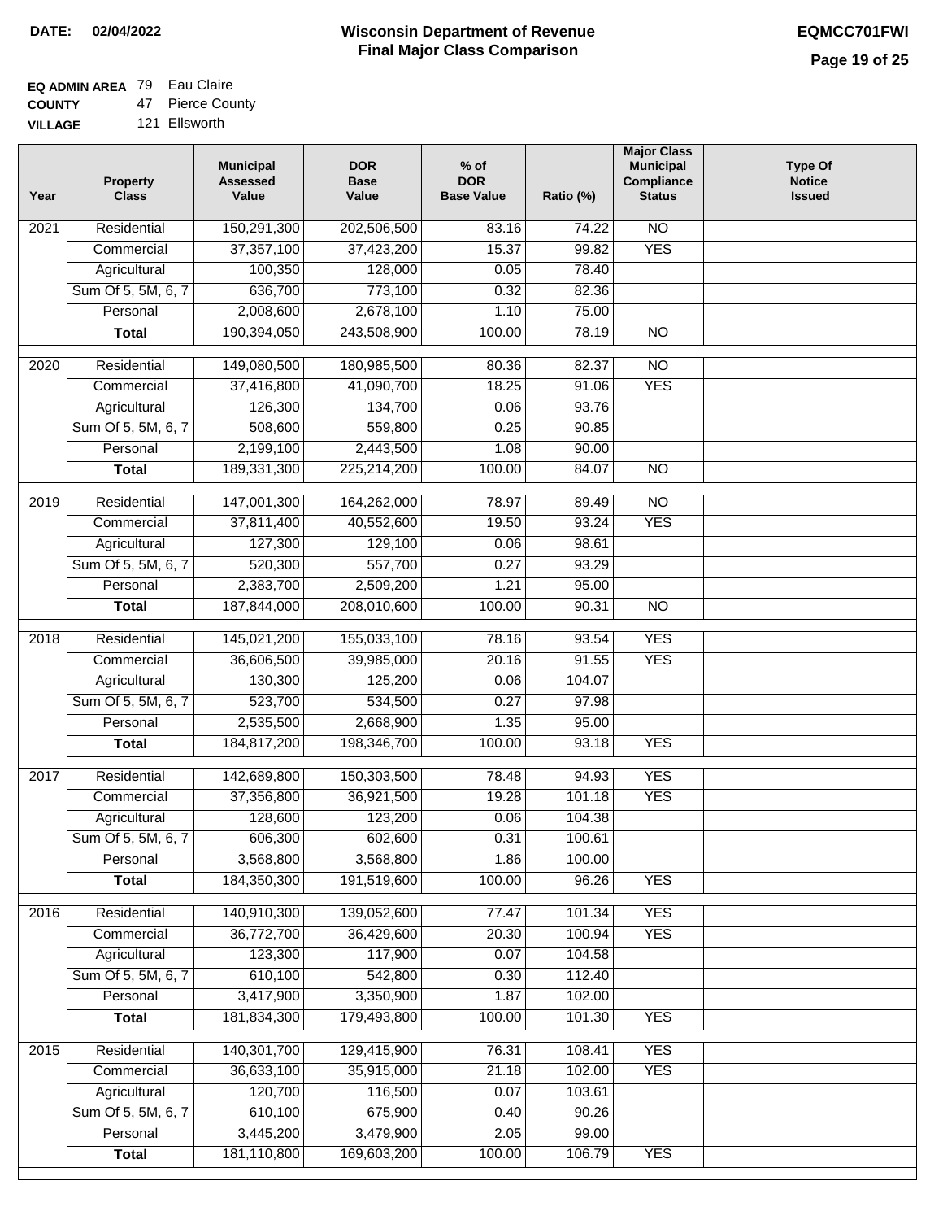**DATE: 02/04/2022**

# Wisconsin Department of Revenue
## Final Major Class Comparison

**EQMCC701FWI**

**EQ ADMIN AREA** 79 Eau Claire
**COUNTY** 47 Pierce County
**VILLAGE** 121 Ellsworth

| Year | Property Class | Municipal Assessed Value | DOR Base Value | % of DOR Base Value | Ratio (%) | Major Class Municipal Compliance Status | Type Of Notice Issued |
|---|---|---|---|---|---|---|---|
| 2021 | Residential | 150,291,300 | 202,506,500 | 83.16 | 74.22 | NO | |
| | Commercial | 37,357,100 | 37,423,200 | 15.37 | 99.82 | YES | |
| | Agricultural | 100,350 | 128,000 | 0.05 | 78.40 | | |
| | Sum Of 5, 5M, 6, 7 | 636,700 | 773,100 | 0.32 | 82.36 | | |
| | Personal | 2,008,600 | 2,678,100 | 1.10 | 75.00 | | |
| | **Total** | 190,394,050 | 243,508,900 | 100.00 | 78.19 | NO | |
| 2020 | Residential | 149,080,500 | 180,985,500 | 80.36 | 82.37 | NO | |
| | Commercial | 37,416,800 | 41,090,700 | 18.25 | 91.06 | YES | |
| | Agricultural | 126,300 | 134,700 | 0.06 | 93.76 | | |
| | Sum Of 5, 5M, 6, 7 | 508,600 | 559,800 | 0.25 | 90.85 | | |
| | Personal | 2,199,100 | 2,443,500 | 1.08 | 90.00 | | |
| | **Total** | 189,331,300 | 225,214,200 | 100.00 | 84.07 | NO | |
| 2019 | Residential | 147,001,300 | 164,262,000 | 78.97 | 89.49 | NO | |
| | Commercial | 37,811,400 | 40,552,600 | 19.50 | 93.24 | YES | |
| | Agricultural | 127,300 | 129,100 | 0.06 | 98.61 | | |
| | Sum Of 5, 5M, 6, 7 | 520,300 | 557,700 | 0.27 | 93.29 | | |
| | Personal | 2,383,700 | 2,509,200 | 1.21 | 95.00 | | |
| | **Total** | 187,844,000 | 208,010,600 | 100.00 | 90.31 | NO | |
| 2018 | Residential | 145,021,200 | 155,033,100 | 78.16 | 93.54 | YES | |
| | Commercial | 36,606,500 | 39,985,000 | 20.16 | 91.55 | YES | |
| | Agricultural | 130,300 | 125,200 | 0.06 | 104.07 | | |
| | Sum Of 5, 5M, 6, 7 | 523,700 | 534,500 | 0.27 | 97.98 | | |
| | Personal | 2,535,500 | 2,668,900 | 1.35 | 95.00 | | |
| | **Total** | 184,817,200 | 198,346,700 | 100.00 | 93.18 | YES | |
| 2017 | Residential | 142,689,800 | 150,303,500 | 78.48 | 94.93 | YES | |
| | Commercial | 37,356,800 | 36,921,500 | 19.28 | 101.18 | YES | |
| | Agricultural | 128,600 | 123,200 | 0.06 | 104.38 | | |
| | Sum Of 5, 5M, 6, 7 | 606,300 | 602,600 | 0.31 | 100.61 | | |
| | Personal | 3,568,800 | 3,568,800 | 1.86 | 100.00 | | |
| | **Total** | 184,350,300 | 191,519,600 | 100.00 | 96.26 | YES | |
| 2016 | Residential | 140,910,300 | 139,052,600 | 77.47 | 101.34 | YES | |
| | Commercial | 36,772,700 | 36,429,600 | 20.30 | 100.94 | YES | |
| | Agricultural | 123,300 | 117,900 | 0.07 | 104.58 | | |
| | Sum Of 5, 5M, 6, 7 | 610,100 | 542,800 | 0.30 | 112.40 | | |
| | Personal | 3,417,900 | 3,350,900 | 1.87 | 102.00 | | |
| | **Total** | 181,834,300 | 179,493,800 | 100.00 | 101.30 | YES | |
| 2015 | Residential | 140,301,700 | 129,415,900 | 76.31 | 108.41 | YES | |
| | Commercial | 36,633,100 | 35,915,000 | 21.18 | 102.00 | YES | |
| | Agricultural | 120,700 | 116,500 | 0.07 | 103.61 | | |
| | Sum Of 5, 5M, 6, 7 | 610,100 | 675,900 | 0.40 | 90.26 | | |
| | Personal | 3,445,200 | 3,479,900 | 2.05 | 99.00 | | |
| | **Total** | 181,110,800 | 169,603,200 | 100.00 | 106.79 | YES | |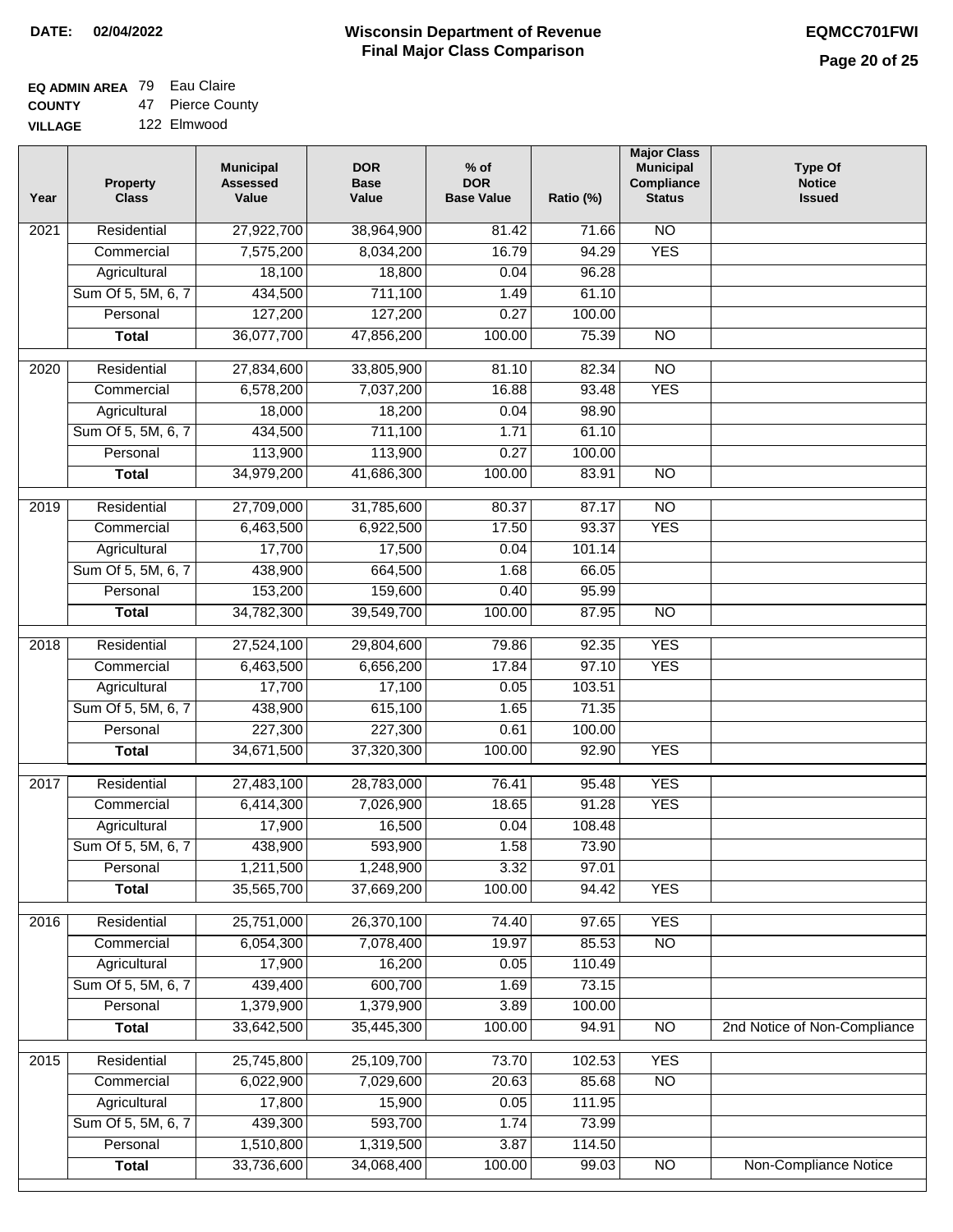**DATE: 02/04/2022**

# Wisconsin Department of Revenue Final Major Class Comparison

**EQMCC701FWI**

**EQ ADMIN AREA** 79 Eau Claire
**COUNTY** 47 Pierce County
**VILLAGE** 122 Elmwood

| Year | Property Class | Municipal Assessed Value | DOR Base Value | % of DOR Base Value | Ratio (%) | Major Class Municipal Compliance Status | Type Of Notice Issued |
|---|---|---|---|---|---|---|---|
| 2021 | Residential | 27,922,700 | 38,964,900 | 81.42 | 71.66 | NO | |
| | Commercial | 7,575,200 | 8,034,200 | 16.79 | 94.29 | YES | |
| | Agricultural | 18,100 | 18,800 | 0.04 | 96.28 | | |
| | Sum Of 5, 5M, 6, 7 | 434,500 | 711,100 | 1.49 | 61.10 | | |
| | Personal | 127,200 | 127,200 | 0.27 | 100.00 | | |
| | **Total** | 36,077,700 | 47,856,200 | 100.00 | 75.39 | NO | |
| 2020 | Residential | 27,834,600 | 33,805,900 | 81.10 | 82.34 | NO | |
| | Commercial | 6,578,200 | 7,037,200 | 16.88 | 93.48 | YES | |
| | Agricultural | 18,000 | 18,200 | 0.04 | 98.90 | | |
| | Sum Of 5, 5M, 6, 7 | 434,500 | 711,100 | 1.71 | 61.10 | | |
| | Personal | 113,900 | 113,900 | 0.27 | 100.00 | | |
| | **Total** | 34,979,200 | 41,686,300 | 100.00 | 83.91 | NO | |
| 2019 | Residential | 27,709,000 | 31,785,600 | 80.37 | 87.17 | NO | |
| | Commercial | 6,463,500 | 6,922,500 | 17.50 | 93.37 | YES | |
| | Agricultural | 17,700 | 17,500 | 0.04 | 101.14 | | |
| | Sum Of 5, 5M, 6, 7 | 438,900 | 664,500 | 1.68 | 66.05 | | |
| | Personal | 153,200 | 159,600 | 0.40 | 95.99 | | |
| | **Total** | 34,782,300 | 39,549,700 | 100.00 | 87.95 | NO | |
| 2018 | Residential | 27,524,100 | 29,804,600 | 79.86 | 92.35 | YES | |
| | Commercial | 6,463,500 | 6,656,200 | 17.84 | 97.10 | YES | |
| | Agricultural | 17,700 | 17,100 | 0.05 | 103.51 | | |
| | Sum Of 5, 5M, 6, 7 | 438,900 | 615,100 | 1.65 | 71.35 | | |
| | Personal | 227,300 | 227,300 | 0.61 | 100.00 | | |
| | **Total** | 34,671,500 | 37,320,300 | 100.00 | 92.90 | YES | |
| 2017 | Residential | 27,483,100 | 28,783,000 | 76.41 | 95.48 | YES | |
| | Commercial | 6,414,300 | 7,026,900 | 18.65 | 91.28 | YES | |
| | Agricultural | 17,900 | 16,500 | 0.04 | 108.48 | | |
| | Sum Of 5, 5M, 6, 7 | 438,900 | 593,900 | 1.58 | 73.90 | | |
| | Personal | 1,211,500 | 1,248,900 | 3.32 | 97.01 | | |
| | **Total** | 35,565,700 | 37,669,200 | 100.00 | 94.42 | YES | |
| 2016 | Residential | 25,751,000 | 26,370,100 | 74.40 | 97.65 | YES | |
| | Commercial | 6,054,300 | 7,078,400 | 19.97 | 85.53 | NO | |
| | Agricultural | 17,900 | 16,200 | 0.05 | 110.49 | | |
| | Sum Of 5, 5M, 6, 7 | 439,400 | 600,700 | 1.69 | 73.15 | | |
| | Personal | 1,379,900 | 1,379,900 | 3.89 | 100.00 | | |
| | **Total** | 33,642,500 | 35,445,300 | 100.00 | 94.91 | NO | 2nd Notice of Non-Compliance |
| 2015 | Residential | 25,745,800 | 25,109,700 | 73.70 | 102.53 | YES | |
| | Commercial | 6,022,900 | 7,029,600 | 20.63 | 85.68 | NO | |
| | Agricultural | 17,800 | 15,900 | 0.05 | 111.95 | | |
| | Sum Of 5, 5M, 6, 7 | 439,300 | 593,700 | 1.74 | 73.99 | | |
| | Personal | 1,510,800 | 1,319,500 | 3.87 | 114.50 | | |
| | **Total** | 33,736,600 | 34,068,400 | 100.00 | 99.03 | NO | Non-Compliance Notice |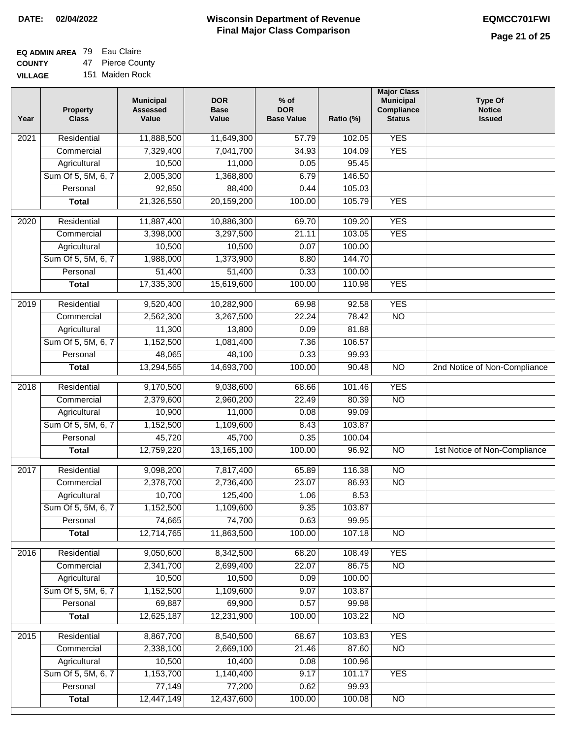**DATE: 02/04/2022**

# Wisconsin Department of Revenue
## Final Major Class Comparison

**EQMCC701FWI**

**EQ ADMIN AREA** 79 Eau Claire
**COUNTY** 47 Pierce County
**VILLAGE** 151 Maiden Rock

| Year | Property Class | Municipal Assessed Value | DOR Base Value | % of DOR Base Value | Ratio (%) | Major Class Municipal Compliance Status | Type Of Notice Issued |
|---|---|---|---|---|---|---|---|
| 2021 | Residential | 11,888,500 | 11,649,300 | 57.79 | 102.05 | YES | |
| | Commercial | 7,329,400 | 7,041,700 | 34.93 | 104.09 | YES | |
| | Agricultural | 10,500 | 11,000 | 0.05 | 95.45 | | |
| | Sum Of 5, 5M, 6, 7 | 2,005,300 | 1,368,800 | 6.79 | 146.50 | | |
| | Personal | 92,850 | 88,400 | 0.44 | 105.03 | | |
| | **Total** | 21,326,550 | 20,159,200 | 100.00 | 105.79 | YES | |
| 2020 | Residential | 11,887,400 | 10,886,300 | 69.70 | 109.20 | YES | |
| | Commercial | 3,398,000 | 3,297,500 | 21.11 | 103.05 | YES | |
| | Agricultural | 10,500 | 10,500 | 0.07 | 100.00 | | |
| | Sum Of 5, 5M, 6, 7 | 1,988,000 | 1,373,900 | 8.80 | 144.70 | | |
| | Personal | 51,400 | 51,400 | 0.33 | 100.00 | | |
| | **Total** | 17,335,300 | 15,619,600 | 100.00 | 110.98 | YES | |
| 2019 | Residential | 9,520,400 | 10,282,900 | 69.98 | 92.58 | YES | |
| | Commercial | 2,562,300 | 3,267,500 | 22.24 | 78.42 | NO | |
| | Agricultural | 11,300 | 13,800 | 0.09 | 81.88 | | |
| | Sum Of 5, 5M, 6, 7 | 1,152,500 | 1,081,400 | 7.36 | 106.57 | | |
| | Personal | 48,065 | 48,100 | 0.33 | 99.93 | | |
| | **Total** | 13,294,565 | 14,693,700 | 100.00 | 90.48 | NO | 2nd Notice of Non-Compliance |
| 2018 | Residential | 9,170,500 | 9,038,600 | 68.66 | 101.46 | YES | |
| | Commercial | 2,379,600 | 2,960,200 | 22.49 | 80.39 | NO | |
| | Agricultural | 10,900 | 11,000 | 0.08 | 99.09 | | |
| | Sum Of 5, 5M, 6, 7 | 1,152,500 | 1,109,600 | 8.43 | 103.87 | | |
| | Personal | 45,720 | 45,700 | 0.35 | 100.04 | | |
| | **Total** | 12,759,220 | 13,165,100 | 100.00 | 96.92 | NO | 1st Notice of Non-Compliance |
| 2017 | Residential | 9,098,200 | 7,817,400 | 65.89 | 116.38 | NO | |
| | Commercial | 2,378,700 | 2,736,400 | 23.07 | 86.93 | NO | |
| | Agricultural | 10,700 | 125,400 | 1.06 | 8.53 | | |
| | Sum Of 5, 5M, 6, 7 | 1,152,500 | 1,109,600 | 9.35 | 103.87 | | |
| | Personal | 74,665 | 74,700 | 0.63 | 99.95 | | |
| | **Total** | 12,714,765 | 11,863,500 | 100.00 | 107.18 | NO | |
| 2016 | Residential | 9,050,600 | 8,342,500 | 68.20 | 108.49 | YES | |
| | Commercial | 2,341,700 | 2,699,400 | 22.07 | 86.75 | NO | |
| | Agricultural | 10,500 | 10,500 | 0.09 | 100.00 | | |
| | Sum Of 5, 5M, 6, 7 | 1,152,500 | 1,109,600 | 9.07 | 103.87 | | |
| | Personal | 69,887 | 69,900 | 0.57 | 99.98 | | |
| | **Total** | 12,625,187 | 12,231,900 | 100.00 | 103.22 | NO | |
| 2015 | Residential | 8,867,700 | 8,540,500 | 68.67 | 103.83 | YES | |
| | Commercial | 2,338,100 | 2,669,100 | 21.46 | 87.60 | NO | |
| | Agricultural | 10,500 | 10,400 | 0.08 | 100.96 | | |
| | Sum Of 5, 5M, 6, 7 | 1,153,700 | 1,140,400 | 9.17 | 101.17 | YES | |
| | Personal | 77,149 | 77,200 | 0.62 | 99.93 | | |
| | **Total** | 12,447,149 | 12,437,600 | 100.00 | 100.08 | NO | |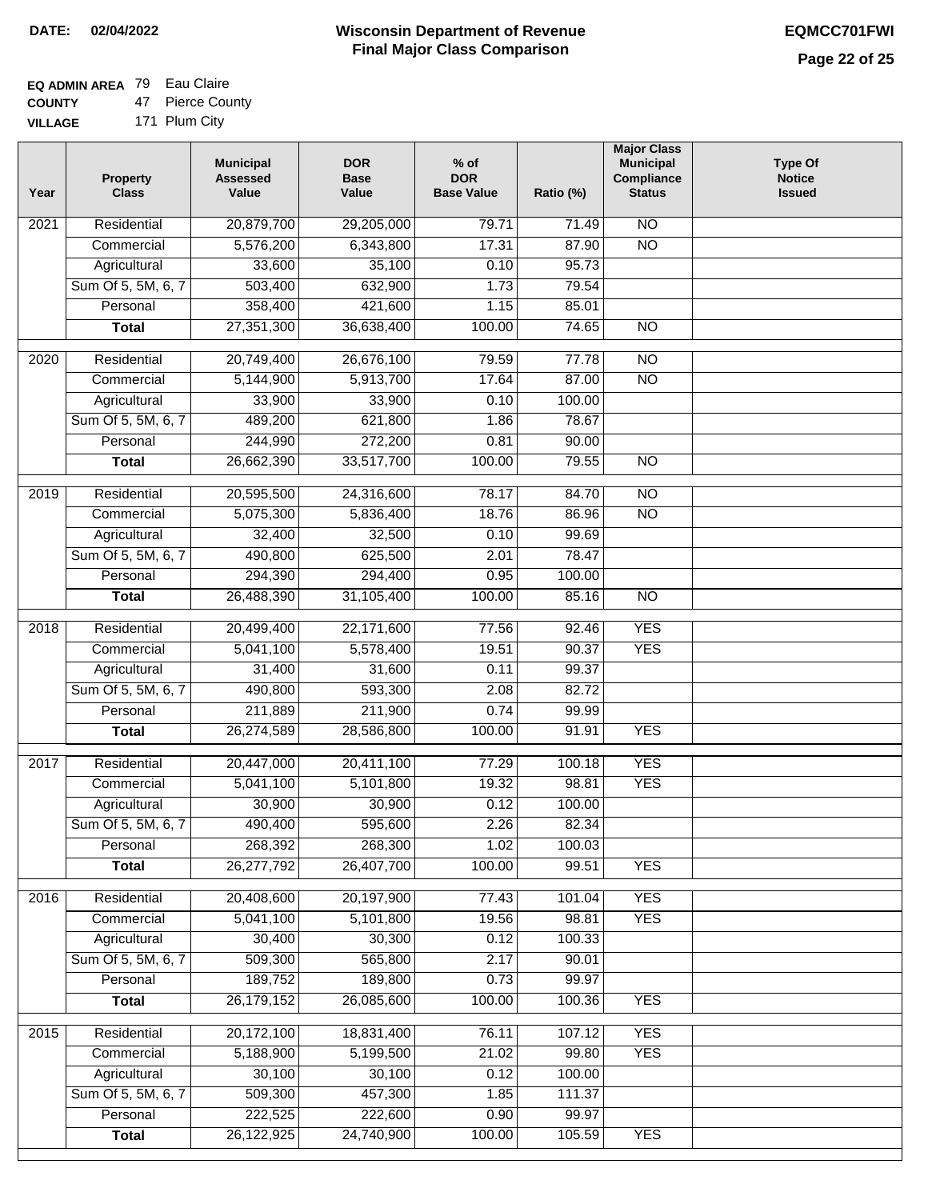**DATE: 02/04/2022**

# Wisconsin Department of Revenue
## Final Major Class Comparison

**EQMCC701FWI**

**EQ ADMIN AREA** 79 Eau Claire
**COUNTY** 47 Pierce County
**VILLAGE** 171 Plum City

| Year | Property Class | Municipal Assessed Value | DOR Base Value | % of DOR Base Value | Ratio (%) | Major Class Municipal Compliance Status | Type Of Notice Issued |
|---|---|---|---|---|---|---|---|
| 2021 | Residential | 20,879,700 | 29,205,000 | 79.71 | 71.49 | NO | |
| | Commercial | 5,576,200 | 6,343,800 | 17.31 | 87.90 | NO | |
| | Agricultural | 33,600 | 35,100 | 0.10 | 95.73 | | |
| | Sum Of 5, 5M, 6, 7 | 503,400 | 632,900 | 1.73 | 79.54 | | |
| | Personal | 358,400 | 421,600 | 1.15 | 85.01 | | |
| | **Total** | 27,351,300 | 36,638,400 | 100.00 | 74.65 | NO | |
| 2020 | Residential | 20,749,400 | 26,676,100 | 79.59 | 77.78 | NO | |
| | Commercial | 5,144,900 | 5,913,700 | 17.64 | 87.00 | NO | |
| | Agricultural | 33,900 | 33,900 | 0.10 | 100.00 | | |
| | Sum Of 5, 5M, 6, 7 | 489,200 | 621,800 | 1.86 | 78.67 | | |
| | Personal | 244,990 | 272,200 | 0.81 | 90.00 | | |
| | **Total** | 26,662,390 | 33,517,700 | 100.00 | 79.55 | NO | |
| 2019 | Residential | 20,595,500 | 24,316,600 | 78.17 | 84.70 | NO | |
| | Commercial | 5,075,300 | 5,836,400 | 18.76 | 86.96 | NO | |
| | Agricultural | 32,400 | 32,500 | 0.10 | 99.69 | | |
| | Sum Of 5, 5M, 6, 7 | 490,800 | 625,500 | 2.01 | 78.47 | | |
| | Personal | 294,390 | 294,400 | 0.95 | 100.00 | | |
| | **Total** | 26,488,390 | 31,105,400 | 100.00 | 85.16 | NO | |
| 2018 | Residential | 20,499,400 | 22,171,600 | 77.56 | 92.46 | YES | |
| | Commercial | 5,041,100 | 5,578,400 | 19.51 | 90.37 | YES | |
| | Agricultural | 31,400 | 31,600 | 0.11 | 99.37 | | |
| | Sum Of 5, 5M, 6, 7 | 490,800 | 593,300 | 2.08 | 82.72 | | |
| | Personal | 211,889 | 211,900 | 0.74 | 99.99 | | |
| | **Total** | 26,274,589 | 28,586,800 | 100.00 | 91.91 | YES | |
| 2017 | Residential | 20,447,000 | 20,411,100 | 77.29 | 100.18 | YES | |
| | Commercial | 5,041,100 | 5,101,800 | 19.32 | 98.81 | YES | |
| | Agricultural | 30,900 | 30,900 | 0.12 | 100.00 | | |
| | Sum Of 5, 5M, 6, 7 | 490,400 | 595,600 | 2.26 | 82.34 | | |
| | Personal | 268,392 | 268,300 | 1.02 | 100.03 | | |
| | **Total** | 26,277,792 | 26,407,700 | 100.00 | 99.51 | YES | |
| 2016 | Residential | 20,408,600 | 20,197,900 | 77.43 | 101.04 | YES | |
| | Commercial | 5,041,100 | 5,101,800 | 19.56 | 98.81 | YES | |
| | Agricultural | 30,400 | 30,300 | 0.12 | 100.33 | | |
| | Sum Of 5, 5M, 6, 7 | 509,300 | 565,800 | 2.17 | 90.01 | | |
| | Personal | 189,752 | 189,800 | 0.73 | 99.97 | | |
| | **Total** | 26,179,152 | 26,085,600 | 100.00 | 100.36 | YES | |
| 2015 | Residential | 20,172,100 | 18,831,400 | 76.11 | 107.12 | YES | |
| | Commercial | 5,188,900 | 5,199,500 | 21.02 | 99.80 | YES | |
| | Agricultural | 30,100 | 30,100 | 0.12 | 100.00 | | |
| | Sum Of 5, 5M, 6, 7 | 509,300 | 457,300 | 1.85 | 111.37 | | |
| | Personal | 222,525 | 222,600 | 0.90 | 99.97 | | |
| | **Total** | 26,122,925 | 24,740,900 | 100.00 | 105.59 | YES | |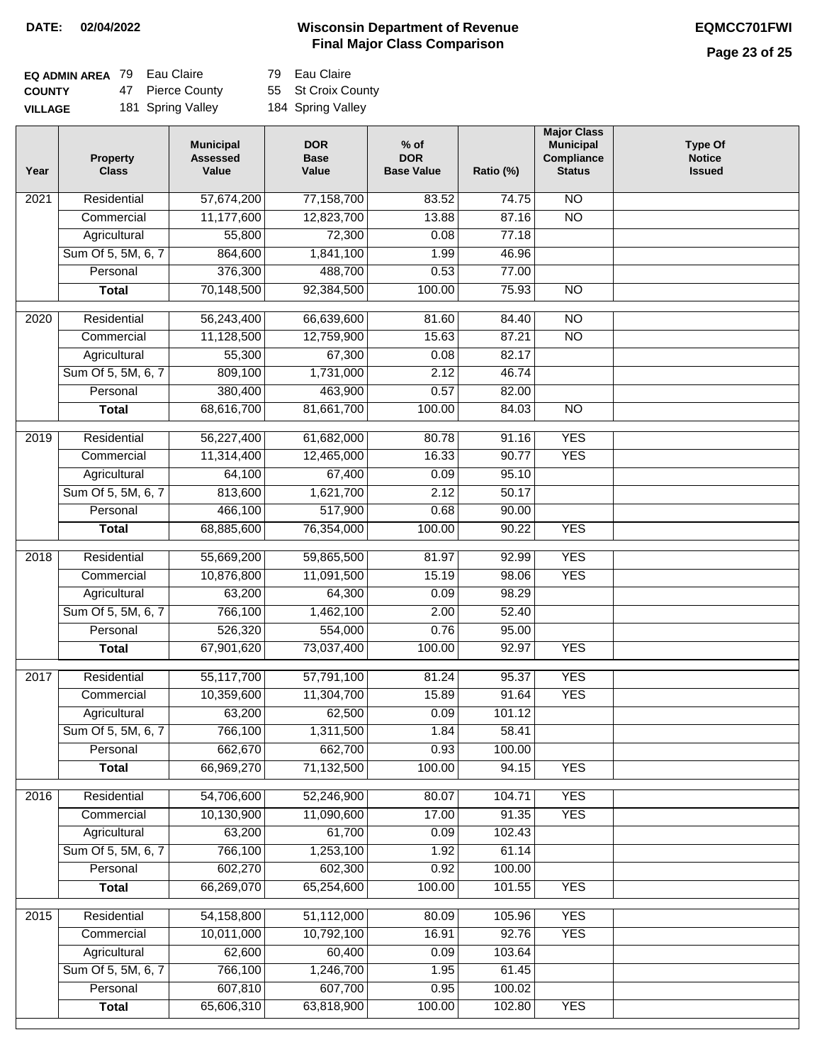**DATE: 02/04/2022**

# Wisconsin Department of Revenue
## Final Major Class Comparison

**EQMCC701FWI**

| | | | | |
|---|---|---|---|---|
| **EQ ADMIN AREA** | 79 | Eau Claire | 79 | Eau Claire |
| **COUNTY** | 47 | Pierce County | 55 | St Croix County |
| **VILLAGE** | 181 | Spring Valley | 184 | Spring Valley |

| Year | Property Class | Municipal Assessed Value | DOR Base Value | % of DOR Base Value | Ratio (%) | Major Class Municipal Compliance Status | Type Of Notice Issued |
|---|---|---|---|---|---|---|---|
| 2021 | Residential | 57,674,200 | 77,158,700 | 83.52 | 74.75 | NO | |
| | Commercial | 11,177,600 | 12,823,700 | 13.88 | 87.16 | NO | |
| | Agricultural | 55,800 | 72,300 | 0.08 | 77.18 | | |
| | Sum Of 5, 5M, 6, 7 | 864,600 | 1,841,100 | 1.99 | 46.96 | | |
| | Personal | 376,300 | 488,700 | 0.53 | 77.00 | | |
| | **Total** | 70,148,500 | 92,384,500 | 100.00 | 75.93 | NO | |
| 2020 | Residential | 56,243,400 | 66,639,600 | 81.60 | 84.40 | NO | |
| | Commercial | 11,128,500 | 12,759,900 | 15.63 | 87.21 | NO | |
| | Agricultural | 55,300 | 67,300 | 0.08 | 82.17 | | |
| | Sum Of 5, 5M, 6, 7 | 809,100 | 1,731,000 | 2.12 | 46.74 | | |
| | Personal | 380,400 | 463,900 | 0.57 | 82.00 | | |
| | **Total** | 68,616,700 | 81,661,700 | 100.00 | 84.03 | NO | |
| 2019 | Residential | 56,227,400 | 61,682,000 | 80.78 | 91.16 | YES | |
| | Commercial | 11,314,400 | 12,465,000 | 16.33 | 90.77 | YES | |
| | Agricultural | 64,100 | 67,400 | 0.09 | 95.10 | | |
| | Sum Of 5, 5M, 6, 7 | 813,600 | 1,621,700 | 2.12 | 50.17 | | |
| | Personal | 466,100 | 517,900 | 0.68 | 90.00 | | |
| | **Total** | 68,885,600 | 76,354,000 | 100.00 | 90.22 | YES | |
| 2018 | Residential | 55,669,200 | 59,865,500 | 81.97 | 92.99 | YES | |
| | Commercial | 10,876,800 | 11,091,500 | 15.19 | 98.06 | YES | |
| | Agricultural | 63,200 | 64,300 | 0.09 | 98.29 | | |
| | Sum Of 5, 5M, 6, 7 | 766,100 | 1,462,100 | 2.00 | 52.40 | | |
| | Personal | 526,320 | 554,000 | 0.76 | 95.00 | | |
| | **Total** | 67,901,620 | 73,037,400 | 100.00 | 92.97 | YES | |
| 2017 | Residential | 55,117,700 | 57,791,100 | 81.24 | 95.37 | YES | |
| | Commercial | 10,359,600 | 11,304,700 | 15.89 | 91.64 | YES | |
| | Agricultural | 63,200 | 62,500 | 0.09 | 101.12 | | |
| | Sum Of 5, 5M, 6, 7 | 766,100 | 1,311,500 | 1.84 | 58.41 | | |
| | Personal | 662,670 | 662,700 | 0.93 | 100.00 | | |
| | **Total** | 66,969,270 | 71,132,500 | 100.00 | 94.15 | YES | |
| 2016 | Residential | 54,706,600 | 52,246,900 | 80.07 | 104.71 | YES | |
| | Commercial | 10,130,900 | 11,090,600 | 17.00 | 91.35 | YES | |
| | Agricultural | 63,200 | 61,700 | 0.09 | 102.43 | | |
| | Sum Of 5, 5M, 6, 7 | 766,100 | 1,253,100 | 1.92 | 61.14 | | |
| | Personal | 602,270 | 602,300 | 0.92 | 100.00 | | |
| | **Total** | 66,269,070 | 65,254,600 | 100.00 | 101.55 | YES | |
| 2015 | Residential | 54,158,800 | 51,112,000 | 80.09 | 105.96 | YES | |
| | Commercial | 10,011,000 | 10,792,100 | 16.91 | 92.76 | YES | |
| | Agricultural | 62,600 | 60,400 | 0.09 | 103.64 | | |
| | Sum Of 5, 5M, 6, 7 | 766,100 | 1,246,700 | 1.95 | 61.45 | | |
| | Personal | 607,810 | 607,700 | 0.95 | 100.02 | | |
| | **Total** | 65,606,310 | 63,818,900 | 100.00 | 102.80 | YES | |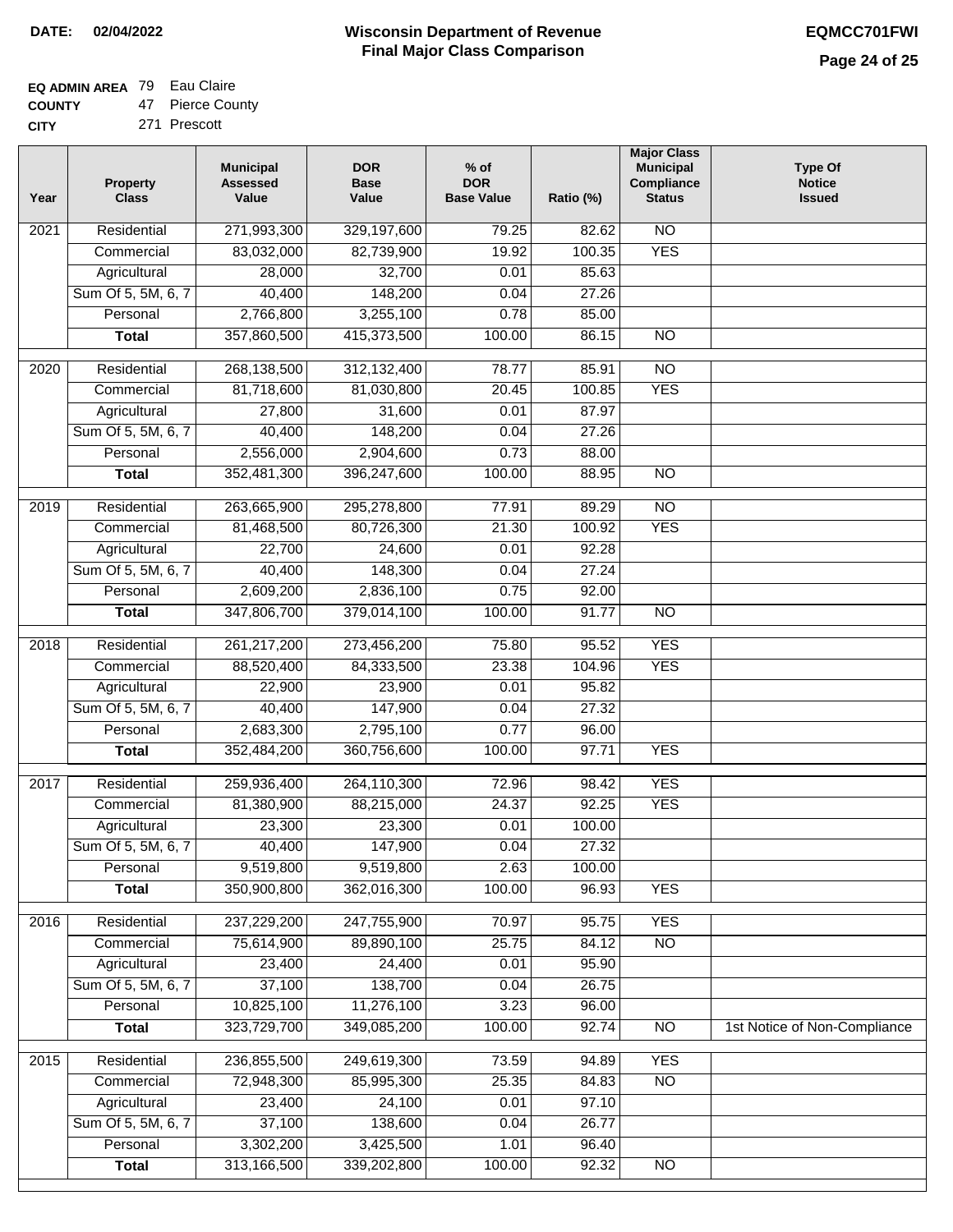**DATE:** 02/04/2022

# Wisconsin Department of Revenue
## Final Major Class Comparison

**EQMCC701FWI**

| | | |
|---|---|---|
| **EQ ADMIN AREA** | 79 | Eau Claire |
| **COUNTY** | 47 | Pierce County |
| **CITY** | 271 | Prescott |

| Year | Property Class | Municipal Assessed Value | DOR Base Value | % of DOR Base Value | Ratio (%) | Major Class Municipal Compliance Status | Type Of Notice Issued |
|---|---|---|---|---|---|---|---|
| 2021 | Residential | 271,993,300 | 329,197,600 | 79.25 | 82.62 | NO | |
| | Commercial | 83,032,000 | 82,739,900 | 19.92 | 100.35 | YES | |
| | Agricultural | 28,000 | 32,700 | 0.01 | 85.63 | | |
| | Sum Of 5, 5M, 6, 7 | 40,400 | 148,200 | 0.04 | 27.26 | | |
| | Personal | 2,766,800 | 3,255,100 | 0.78 | 85.00 | | |
| | **Total** | 357,860,500 | 415,373,500 | 100.00 | 86.15 | NO | |
| 2020 | Residential | 268,138,500 | 312,132,400 | 78.77 | 85.91 | NO | |
| | Commercial | 81,718,600 | 81,030,800 | 20.45 | 100.85 | YES | |
| | Agricultural | 27,800 | 31,600 | 0.01 | 87.97 | | |
| | Sum Of 5, 5M, 6, 7 | 40,400 | 148,200 | 0.04 | 27.26 | | |
| | Personal | 2,556,000 | 2,904,600 | 0.73 | 88.00 | | |
| | **Total** | 352,481,300 | 396,247,600 | 100.00 | 88.95 | NO | |
| 2019 | Residential | 263,665,900 | 295,278,800 | 77.91 | 89.29 | NO | |
| | Commercial | 81,468,500 | 80,726,300 | 21.30 | 100.92 | YES | |
| | Agricultural | 22,700 | 24,600 | 0.01 | 92.28 | | |
| | Sum Of 5, 5M, 6, 7 | 40,400 | 148,300 | 0.04 | 27.24 | | |
| | Personal | 2,609,200 | 2,836,100 | 0.75 | 92.00 | | |
| | **Total** | 347,806,700 | 379,014,100 | 100.00 | 91.77 | NO | |
| 2018 | Residential | 261,217,200 | 273,456,200 | 75.80 | 95.52 | YES | |
| | Commercial | 88,520,400 | 84,333,500 | 23.38 | 104.96 | YES | |
| | Agricultural | 22,900 | 23,900 | 0.01 | 95.82 | | |
| | Sum Of 5, 5M, 6, 7 | 40,400 | 147,900 | 0.04 | 27.32 | | |
| | Personal | 2,683,300 | 2,795,100 | 0.77 | 96.00 | | |
| | **Total** | 352,484,200 | 360,756,600 | 100.00 | 97.71 | YES | |
| 2017 | Residential | 259,936,400 | 264,110,300 | 72.96 | 98.42 | YES | |
| | Commercial | 81,380,900 | 88,215,000 | 24.37 | 92.25 | YES | |
| | Agricultural | 23,300 | 23,300 | 0.01 | 100.00 | | |
| | Sum Of 5, 5M, 6, 7 | 40,400 | 147,900 | 0.04 | 27.32 | | |
| | Personal | 9,519,800 | 9,519,800 | 2.63 | 100.00 | | |
| | **Total** | 350,900,800 | 362,016,300 | 100.00 | 96.93 | YES | |
| 2016 | Residential | 237,229,200 | 247,755,900 | 70.97 | 95.75 | YES | |
| | Commercial | 75,614,900 | 89,890,100 | 25.75 | 84.12 | NO | |
| | Agricultural | 23,400 | 24,400 | 0.01 | 95.90 | | |
| | Sum Of 5, 5M, 6, 7 | 37,100 | 138,700 | 0.04 | 26.75 | | |
| | Personal | 10,825,100 | 11,276,100 | 3.23 | 96.00 | | |
| | **Total** | 323,729,700 | 349,085,200 | 100.00 | 92.74 | NO | 1st Notice of Non-Compliance |
| 2015 | Residential | 236,855,500 | 249,619,300 | 73.59 | 94.89 | YES | |
| | Commercial | 72,948,300 | 85,995,300 | 25.35 | 84.83 | NO | |
| | Agricultural | 23,400 | 24,100 | 0.01 | 97.10 | | |
| | Sum Of 5, 5M, 6, 7 | 37,100 | 138,600 | 0.04 | 26.77 | | |
| | Personal | 3,302,200 | 3,425,500 | 1.01 | 96.40 | | |
| | **Total** | 313,166,500 | 339,202,800 | 100.00 | 92.32 | NO | |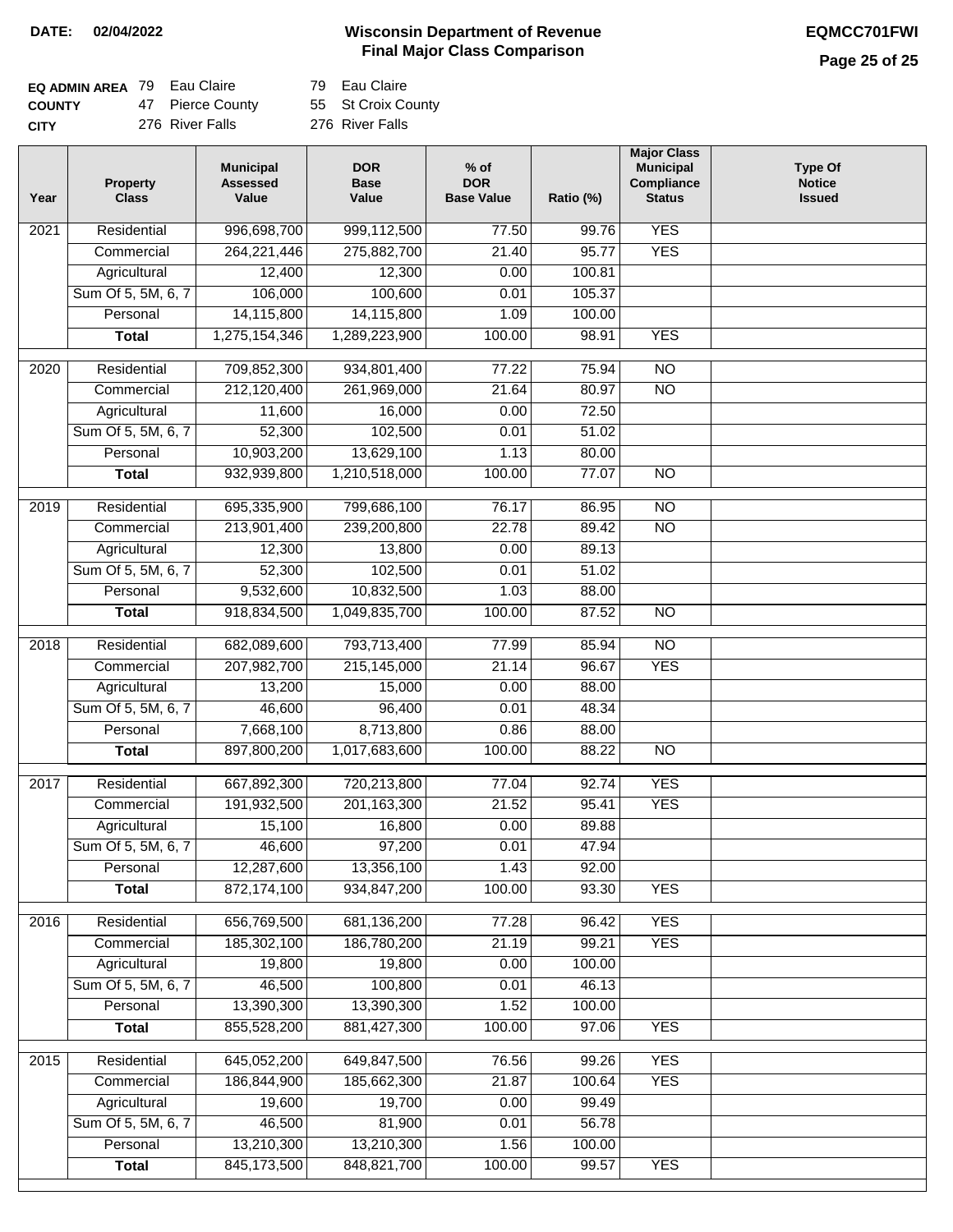**DATE:** 02/04/2022

# Wisconsin Department of Revenue
## Final Major Class Comparison

**EQMCC701FWI**

| | | | | |
|---|---|---|---|---|
| **EQ ADMIN AREA** | 79 | Eau Claire | 79 | Eau Claire |
| **COUNTY** | 47 | Pierce County | 55 | St Croix County |
| **CITY** | | 276 River Falls | | 276 River Falls |

| Year | Property Class | Municipal Assessed Value | DOR Base Value | % of DOR Base Value | Ratio (%) | Major Class Municipal Compliance Status | Type Of Notice Issued |
|---|---|---|---|---|---|---|---|
| 2021 | Residential | 996,698,700 | 999,112,500 | 77.50 | 99.76 | YES | |
| | Commercial | 264,221,446 | 275,882,700 | 21.40 | 95.77 | YES | |
| | Agricultural | 12,400 | 12,300 | 0.00 | 100.81 | | |
| | Sum Of 5, 5M, 6, 7 | 106,000 | 100,600 | 0.01 | 105.37 | | |
| | Personal | 14,115,800 | 14,115,800 | 1.09 | 100.00 | | |
| | **Total** | 1,275,154,346 | 1,289,223,900 | 100.00 | 98.91 | YES | |
| 2020 | Residential | 709,852,300 | 934,801,400 | 77.22 | 75.94 | NO | |
| | Commercial | 212,120,400 | 261,969,000 | 21.64 | 80.97 | NO | |
| | Agricultural | 11,600 | 16,000 | 0.00 | 72.50 | | |
| | Sum Of 5, 5M, 6, 7 | 52,300 | 102,500 | 0.01 | 51.02 | | |
| | Personal | 10,903,200 | 13,629,100 | 1.13 | 80.00 | | |
| | **Total** | 932,939,800 | 1,210,518,000 | 100.00 | 77.07 | NO | |
| 2019 | Residential | 695,335,900 | 799,686,100 | 76.17 | 86.95 | NO | |
| | Commercial | 213,901,400 | 239,200,800 | 22.78 | 89.42 | NO | |
| | Agricultural | 12,300 | 13,800 | 0.00 | 89.13 | | |
| | Sum Of 5, 5M, 6, 7 | 52,300 | 102,500 | 0.01 | 51.02 | | |
| | Personal | 9,532,600 | 10,832,500 | 1.03 | 88.00 | | |
| | **Total** | 918,834,500 | 1,049,835,700 | 100.00 | 87.52 | NO | |
| 2018 | Residential | 682,089,600 | 793,713,400 | 77.99 | 85.94 | NO | |
| | Commercial | 207,982,700 | 215,145,000 | 21.14 | 96.67 | YES | |
| | Agricultural | 13,200 | 15,000 | 0.00 | 88.00 | | |
| | Sum Of 5, 5M, 6, 7 | 46,600 | 96,400 | 0.01 | 48.34 | | |
| | Personal | 7,668,100 | 8,713,800 | 0.86 | 88.00 | | |
| | **Total** | 897,800,200 | 1,017,683,600 | 100.00 | 88.22 | NO | |
| 2017 | Residential | 667,892,300 | 720,213,800 | 77.04 | 92.74 | YES | |
| | Commercial | 191,932,500 | 201,163,300 | 21.52 | 95.41 | YES | |
| | Agricultural | 15,100 | 16,800 | 0.00 | 89.88 | | |
| | Sum Of 5, 5M, 6, 7 | 46,600 | 97,200 | 0.01 | 47.94 | | |
| | Personal | 12,287,600 | 13,356,100 | 1.43 | 92.00 | | |
| | **Total** | 872,174,100 | 934,847,200 | 100.00 | 93.30 | YES | |
| 2016 | Residential | 656,769,500 | 681,136,200 | 77.28 | 96.42 | YES | |
| | Commercial | 185,302,100 | 186,780,200 | 21.19 | 99.21 | YES | |
| | Agricultural | 19,800 | 19,800 | 0.00 | 100.00 | | |
| | Sum Of 5, 5M, 6, 7 | 46,500 | 100,800 | 0.01 | 46.13 | | |
| | Personal | 13,390,300 | 13,390,300 | 1.52 | 100.00 | | |
| | **Total** | 855,528,200 | 881,427,300 | 100.00 | 97.06 | YES | |
| 2015 | Residential | 645,052,200 | 649,847,500 | 76.56 | 99.26 | YES | |
| | Commercial | 186,844,900 | 185,662,300 | 21.87 | 100.64 | YES | |
| | Agricultural | 19,600 | 19,700 | 0.00 | 99.49 | | |
| | Sum Of 5, 5M, 6, 7 | 46,500 | 81,900 | 0.01 | 56.78 | | |
| | Personal | 13,210,300 | 13,210,300 | 1.56 | 100.00 | | |
| | **Total** | 845,173,500 | 848,821,700 | 100.00 | 99.57 | YES | |